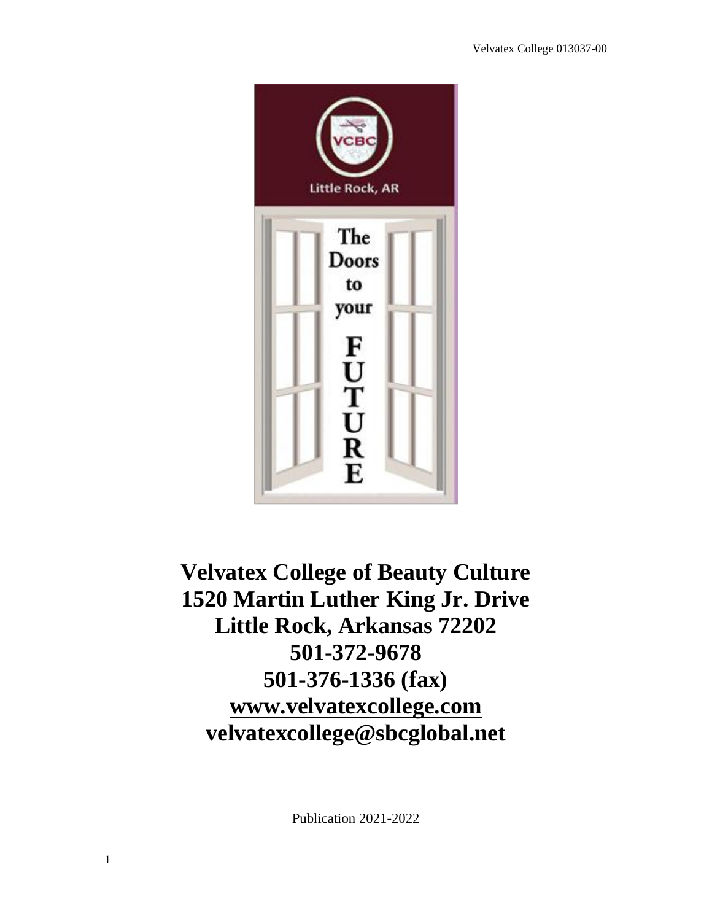**Velvatex College of Beauty Culture**
**1520 Martin Luther King Jr. Drive**
**Little Rock, Arkansas 72202**
**501-372-9678**
**501-376-1336 (fax)**
**www.velvatexcollege.com**
**velvatexcollege@sbcglobal.net**

Publication 2021-2022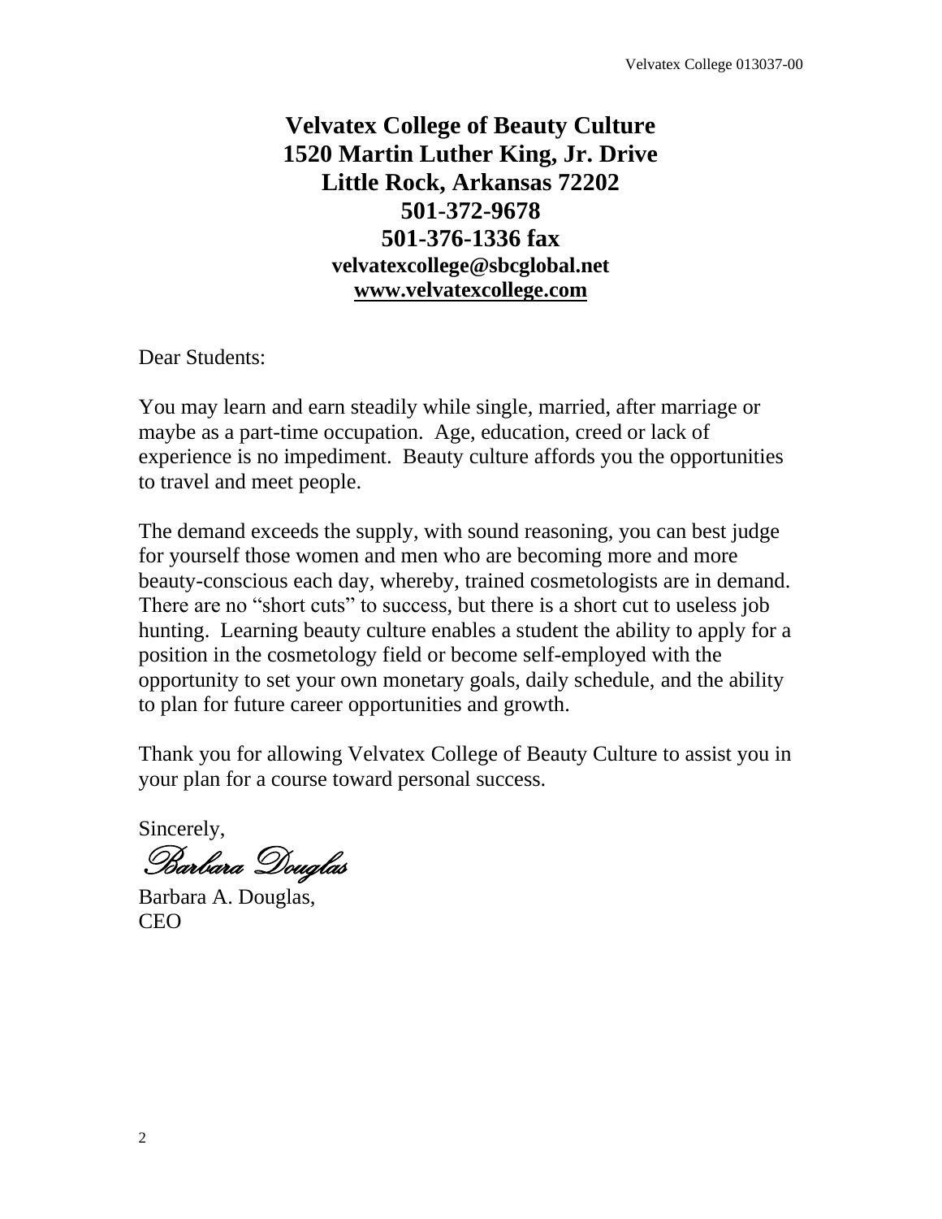**Velvatex College of Beauty Culture**
**1520 Martin Luther King, Jr. Drive**
**Little Rock, Arkansas 72202**
**501-372-9678**
**501-376-1336 fax**
**velvatexcollege@sbcglobal.net**
**www.velvatexcollege.com**

Dear Students:

You may learn and earn steadily while single, married, after marriage or maybe as a part-time occupation. Age, education, creed or lack of experience is no impediment. Beauty culture affords you the opportunities to travel and meet people.

The demand exceeds the supply, with sound reasoning, you can best judge for yourself those women and men who are becoming more and more beauty-conscious each day, whereby, trained cosmetologists are in demand. There are no "short cuts" to success, but there is a short cut to useless job hunting. Learning beauty culture enables a student the ability to apply for a position in the cosmetology field or become self-employed with the opportunity to set your own monetary goals, daily schedule, and the ability to plan for future career opportunities and growth.

Thank you for allowing Velvatex College of Beauty Culture to assist you in your plan for a course toward personal success.

Sincerely,

*Barbara Douglas*

Barbara A. Douglas,
CEO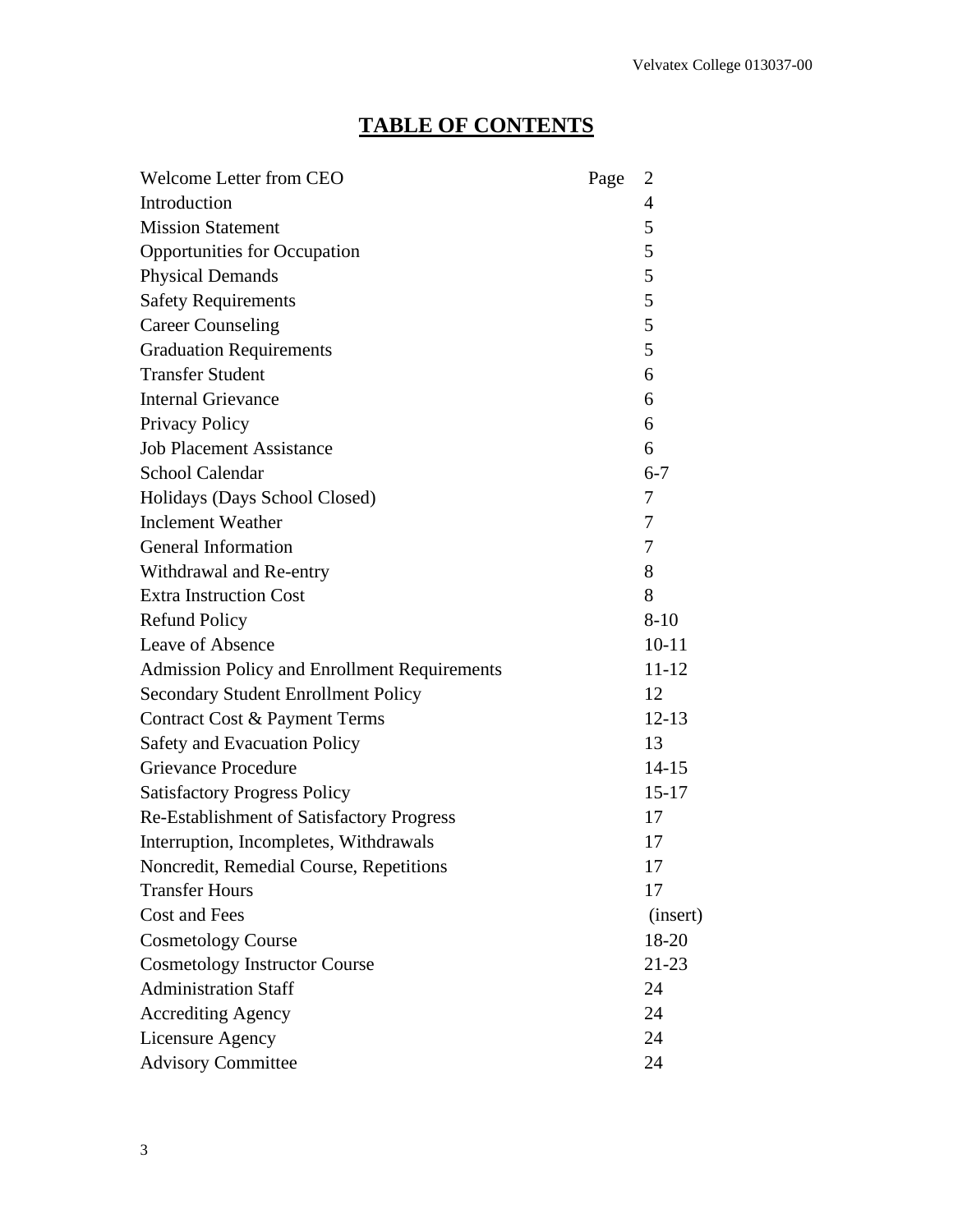# TABLE OF CONTENTS

| | Page |
|---|---|
| Welcome Letter from CEO | 2 |
| Introduction | 4 |
| Mission Statement | 5 |
| Opportunities for Occupation | 5 |
| Physical Demands | 5 |
| Safety Requirements | 5 |
| Career Counseling | 5 |
| Graduation Requirements | 5 |
| Transfer Student | 6 |
| Internal Grievance | 6 |
| Privacy Policy | 6 |
| Job Placement Assistance | 6 |
| School Calendar | 6-7 |
| Holidays (Days School Closed) | 7 |
| Inclement Weather | 7 |
| General Information | 7 |
| Withdrawal and Re-entry | 8 |
| Extra Instruction Cost | 8 |
| Refund Policy | 8-10 |
| Leave of Absence | 10-11 |
| Admission Policy and Enrollment Requirements | 11-12 |
| Secondary Student Enrollment Policy | 12 |
| Contract Cost & Payment Terms | 12-13 |
| Safety and Evacuation Policy | 13 |
| Grievance Procedure | 14-15 |
| Satisfactory Progress Policy | 15-17 |
| Re-Establishment of Satisfactory Progress | 17 |
| Interruption, Incompletes, Withdrawals | 17 |
| Noncredit, Remedial Course, Repetitions | 17 |
| Transfer Hours | 17 |
| Cost and Fees | (insert) |
| Cosmetology Course | 18-20 |
| Cosmetology Instructor Course | 21-23 |
| Administration Staff | 24 |
| Accrediting Agency | 24 |
| Licensure Agency | 24 |
| Advisory Committee | 24 |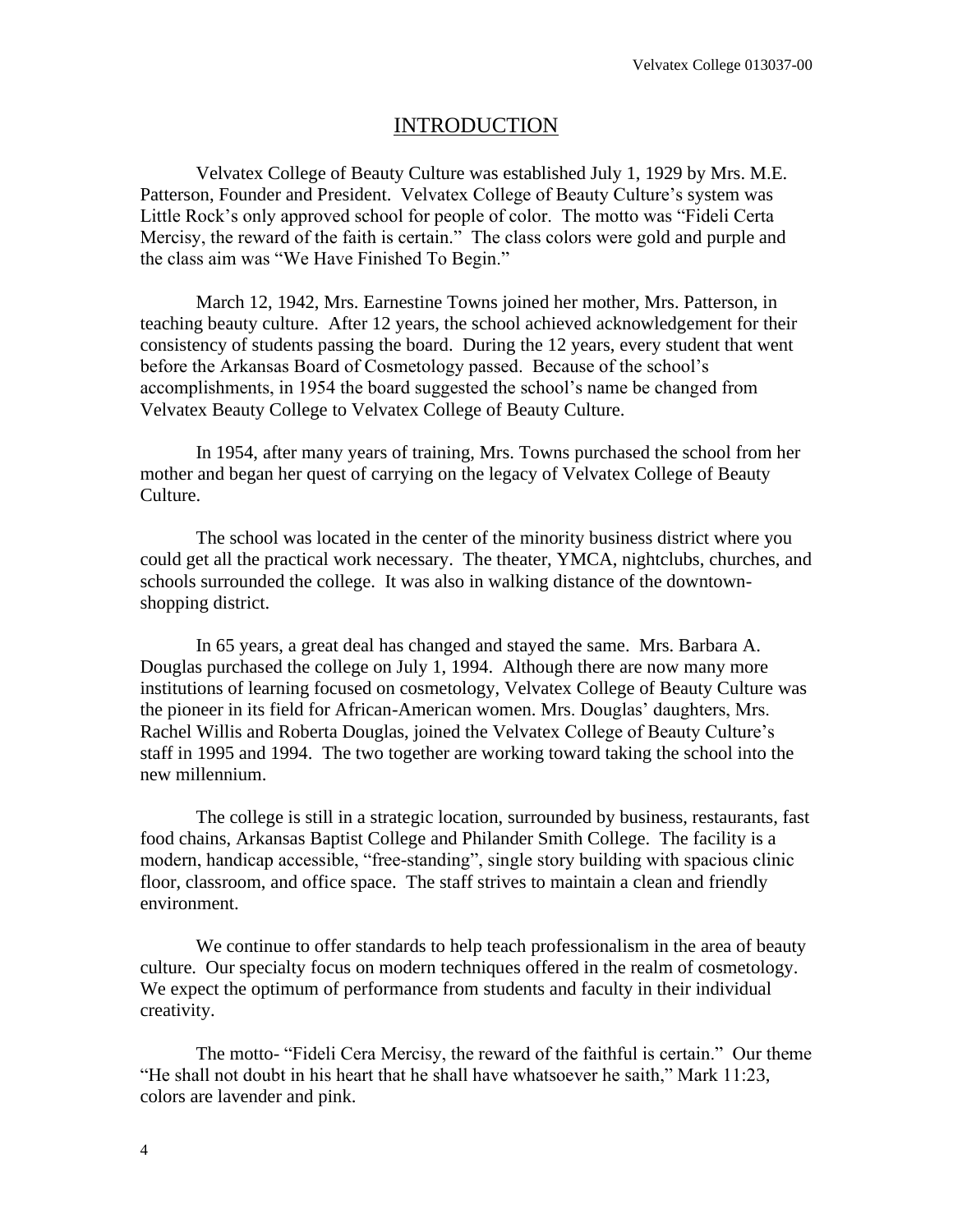# INTRODUCTION

Velvatex College of Beauty Culture was established July 1, 1929 by Mrs. M.E. Patterson, Founder and President. Velvatex College of Beauty Culture's system was Little Rock's only approved school for people of color. The motto was "Fideli Certa Mercisy, the reward of the faith is certain." The class colors were gold and purple and the class aim was "We Have Finished To Begin."

March 12, 1942, Mrs. Earnestine Towns joined her mother, Mrs. Patterson, in teaching beauty culture. After 12 years, the school achieved acknowledgement for their consistency of students passing the board. During the 12 years, every student that went before the Arkansas Board of Cosmetology passed. Because of the school's accomplishments, in 1954 the board suggested the school's name be changed from Velvatex Beauty College to Velvatex College of Beauty Culture.

In 1954, after many years of training, Mrs. Towns purchased the school from her mother and began her quest of carrying on the legacy of Velvatex College of Beauty Culture.

The school was located in the center of the minority business district where you could get all the practical work necessary. The theater, YMCA, nightclubs, churches, and schools surrounded the college. It was also in walking distance of the downtown-shopping district.

In 65 years, a great deal has changed and stayed the same. Mrs. Barbara A. Douglas purchased the college on July 1, 1994. Although there are now many more institutions of learning focused on cosmetology, Velvatex College of Beauty Culture was the pioneer in its field for African-American women. Mrs. Douglas' daughters, Mrs. Rachel Willis and Roberta Douglas, joined the Velvatex College of Beauty Culture's staff in 1995 and 1994. The two together are working toward taking the school into the new millennium.

The college is still in a strategic location, surrounded by business, restaurants, fast food chains, Arkansas Baptist College and Philander Smith College. The facility is a modern, handicap accessible, "free-standing", single story building with spacious clinic floor, classroom, and office space. The staff strives to maintain a clean and friendly environment.

We continue to offer standards to help teach professionalism in the area of beauty culture. Our specialty focus on modern techniques offered in the realm of cosmetology. We expect the optimum of performance from students and faculty in their individual creativity.

The motto- "Fideli Cera Mercisy, the reward of the faithful is certain." Our theme "He shall not doubt in his heart that he shall have whatsoever he saith," Mark 11:23, colors are lavender and pink.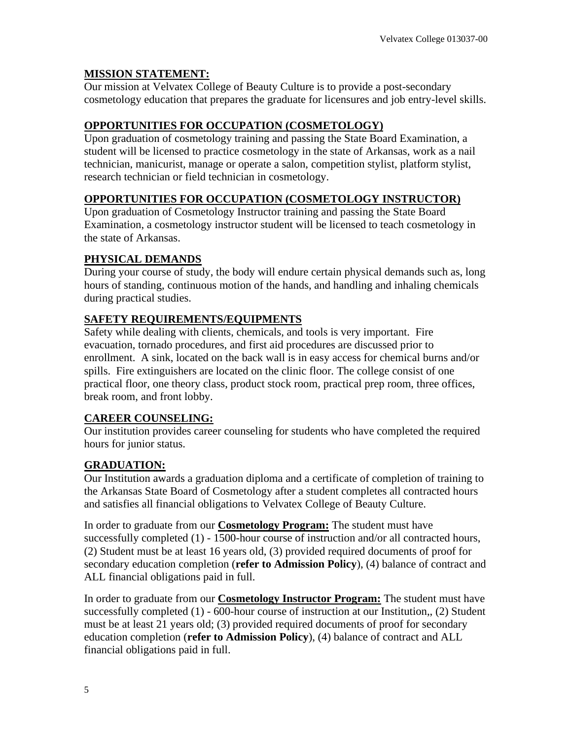## MISSION STATEMENT:

Our mission at Velvatex College of Beauty Culture is to provide a post-secondary cosmetology education that prepares the graduate for licensures and job entry-level skills.

## OPPORTUNITIES FOR OCCUPATION (COSMETOLOGY)

Upon graduation of cosmetology training and passing the State Board Examination, a student will be licensed to practice cosmetology in the state of Arkansas, work as a nail technician, manicurist, manage or operate a salon, competition stylist, platform stylist, research technician or field technician in cosmetology.

## OPPORTUNITIES FOR OCCUPATION (COSMETOLOGY INSTRUCTOR)

Upon graduation of Cosmetology Instructor training and passing the State Board Examination, a cosmetology instructor student will be licensed to teach cosmetology in the state of Arkansas.

## PHYSICAL DEMANDS

During your course of study, the body will endure certain physical demands such as, long hours of standing, continuous motion of the hands, and handling and inhaling chemicals during practical studies.

## SAFETY REQUIREMENTS/EQUIPMENTS

Safety while dealing with clients, chemicals, and tools is very important. Fire evacuation, tornado procedures, and first aid procedures are discussed prior to enrollment. A sink, located on the back wall is in easy access for chemical burns and/or spills. Fire extinguishers are located on the clinic floor. The college consist of one practical floor, one theory class, product stock room, practical prep room, three offices, break room, and front lobby.

## CAREER COUNSELING:

Our institution provides career counseling for students who have completed the required hours for junior status.

## GRADUATION:

Our Institution awards a graduation diploma and a certificate of completion of training to the Arkansas State Board of Cosmetology after a student completes all contracted hours and satisfies all financial obligations to Velvatex College of Beauty Culture.

In order to graduate from our **Cosmetology Program:** The student must have successfully completed (1) - 1500-hour course of instruction and/or all contracted hours, (2) Student must be at least 16 years old, (3) provided required documents of proof for secondary education completion (**refer to Admission Policy**), (4) balance of contract and ALL financial obligations paid in full.

In order to graduate from our **Cosmetology Instructor Program:** The student must have successfully completed (1) - 600-hour course of instruction at our Institution,, (2) Student must be at least 21 years old; (3) provided required documents of proof for secondary education completion (**refer to Admission Policy**), (4) balance of contract and ALL financial obligations paid in full.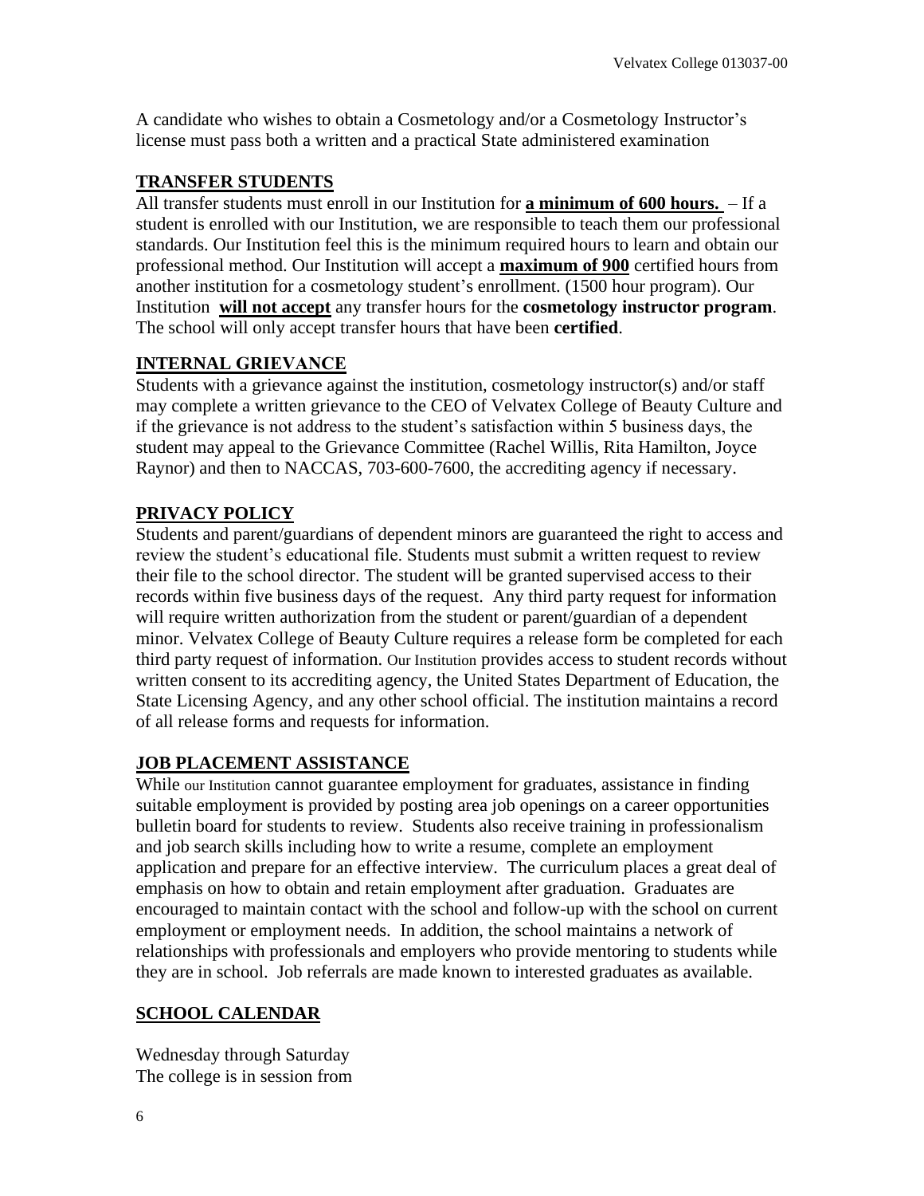A candidate who wishes to obtain a Cosmetology and/or a Cosmetology Instructor's license must pass both a written and a practical State administered examination

## TRANSFER STUDENTS

All transfer students must enroll in our Institution for **a minimum of 600 hours.** – If a student is enrolled with our Institution, we are responsible to teach them our professional standards. Our Institution feel this is the minimum required hours to learn and obtain our professional method. Our Institution will accept a **maximum of 900** certified hours from another institution for a cosmetology student's enrollment. (1500 hour program). Our Institution **will not accept** any transfer hours for the **cosmetology instructor program**. The school will only accept transfer hours that have been **certified**.

## INTERNAL GRIEVANCE

Students with a grievance against the institution, cosmetology instructor(s) and/or staff may complete a written grievance to the CEO of Velvatex College of Beauty Culture and if the grievance is not address to the student's satisfaction within 5 business days, the student may appeal to the Grievance Committee (Rachel Willis, Rita Hamilton, Joyce Raynor) and then to NACCAS, 703-600-7600, the accrediting agency if necessary.

## PRIVACY POLICY

Students and parent/guardians of dependent minors are guaranteed the right to access and review the student's educational file. Students must submit a written request to review their file to the school director. The student will be granted supervised access to their records within five business days of the request. Any third party request for information will require written authorization from the student or parent/guardian of a dependent minor. Velvatex College of Beauty Culture requires a release form be completed for each third party request of information. Our Institution provides access to student records without written consent to its accrediting agency, the United States Department of Education, the State Licensing Agency, and any other school official. The institution maintains a record of all release forms and requests for information.

## JOB PLACEMENT ASSISTANCE

While our Institution cannot guarantee employment for graduates, assistance in finding suitable employment is provided by posting area job openings on a career opportunities bulletin board for students to review. Students also receive training in professionalism and job search skills including how to write a resume, complete an employment application and prepare for an effective interview. The curriculum places a great deal of emphasis on how to obtain and retain employment after graduation. Graduates are encouraged to maintain contact with the school and follow-up with the school on current employment or employment needs. In addition, the school maintains a network of relationships with professionals and employers who provide mentoring to students while they are in school. Job referrals are made known to interested graduates as available.

## SCHOOL CALENDAR

Wednesday through Saturday
The college is in session from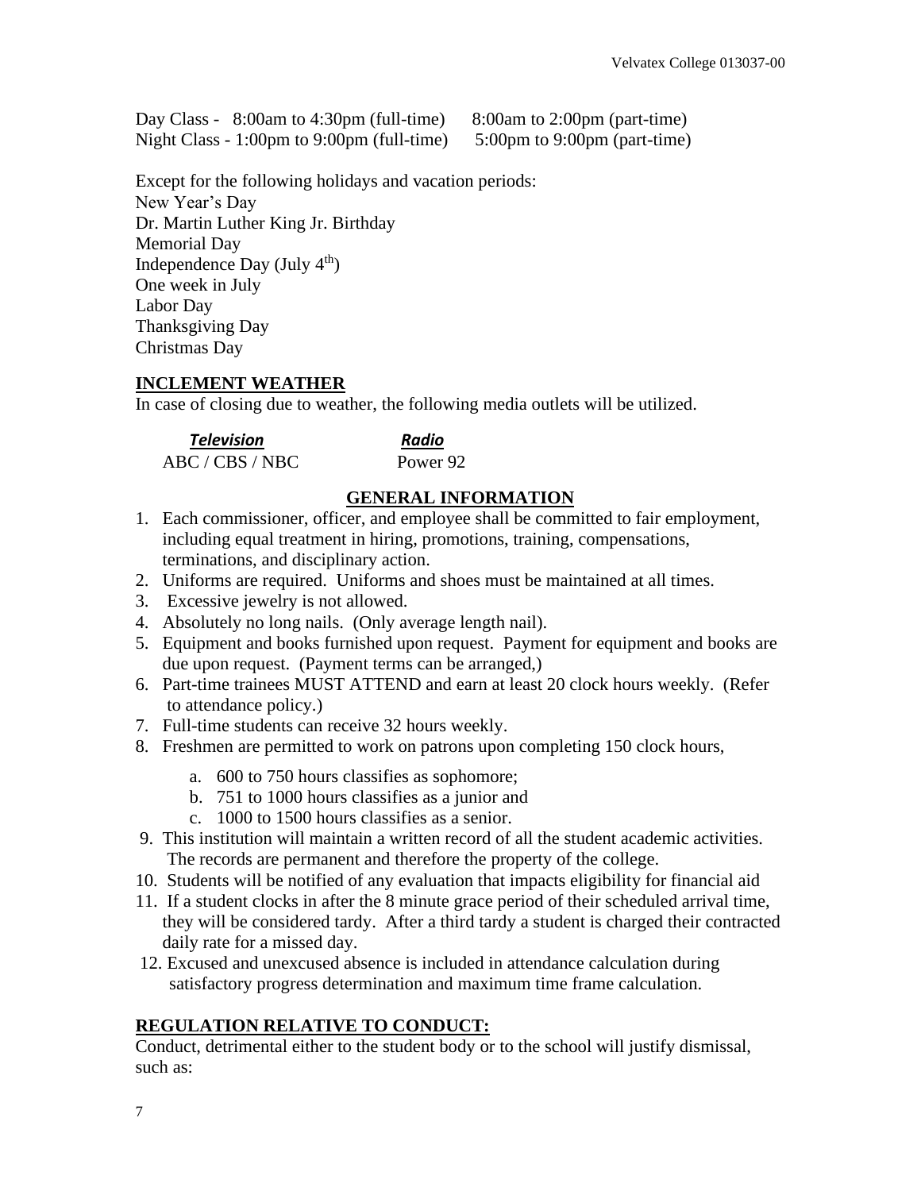Day Class - 8:00am to 4:30pm (full-time) 8:00am to 2:00pm (part-time)
Night Class - 1:00pm to 9:00pm (full-time) 5:00pm to 9:00pm (part-time)

Except for the following holidays and vacation periods:
New Year's Day
Dr. Martin Luther King Jr. Birthday
Memorial Day
Independence Day (July 4$^{th}$)
One week in July
Labor Day
Thanksgiving Day
Christmas Day

## INCLEMENT WEATHER

In case of closing due to weather, the following media outlets will be utilized.

| ***Television*** | ***Radio*** |
|---|---|
| ABC / CBS / NBC | Power 92 |

## GENERAL INFORMATION

1. Each commissioner, officer, and employee shall be committed to fair employment, including equal treatment in hiring, promotions, training, compensations, terminations, and disciplinary action.
2. Uniforms are required. Uniforms and shoes must be maintained at all times.
3. Excessive jewelry is not allowed.
4. Absolutely no long nails. (Only average length nail).
5. Equipment and books furnished upon request. Payment for equipment and books are due upon request. (Payment terms can be arranged,)
6. Part-time trainees MUST ATTEND and earn at least 20 clock hours weekly. (Refer to attendance policy.)
7. Full-time students can receive 32 hours weekly.
8. Freshmen are permitted to work on patrons upon completing 150 clock hours,
   a. 600 to 750 hours classifies as sophomore;
   b. 751 to 1000 hours classifies as a junior and
   c. 1000 to 1500 hours classifies as a senior.
9. This institution will maintain a written record of all the student academic activities. The records are permanent and therefore the property of the college.
10. Students will be notified of any evaluation that impacts eligibility for financial aid
11. If a student clocks in after the 8 minute grace period of their scheduled arrival time, they will be considered tardy. After a third tardy a student is charged their contracted daily rate for a missed day.
12. Excused and unexcused absence is included in attendance calculation during satisfactory progress determination and maximum time frame calculation.

## REGULATION RELATIVE TO CONDUCT:

Conduct, detrimental either to the student body or to the school will justify dismissal, such as: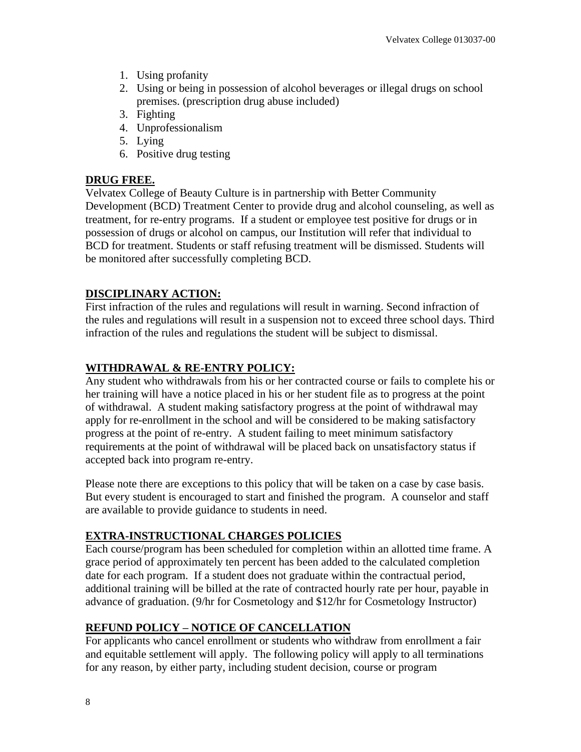1. Using profanity
2. Using or being in possession of alcohol beverages or illegal drugs on school premises. (prescription drug abuse included)
3. Fighting
4. Unprofessionalism
5. Lying
6. Positive drug testing

## DRUG FREE.

Velvatex College of Beauty Culture is in partnership with Better Community Development (BCD) Treatment Center to provide drug and alcohol counseling, as well as treatment, for re-entry programs. If a student or employee test positive for drugs or in possession of drugs or alcohol on campus, our Institution will refer that individual to BCD for treatment. Students or staff refusing treatment will be dismissed. Students will be monitored after successfully completing BCD.

## DISCIPLINARY ACTION:

First infraction of the rules and regulations will result in warning. Second infraction of the rules and regulations will result in a suspension not to exceed three school days. Third infraction of the rules and regulations the student will be subject to dismissal.

## WITHDRAWAL & RE-ENTRY POLICY:

Any student who withdrawals from his or her contracted course or fails to complete his or her training will have a notice placed in his or her student file as to progress at the point of withdrawal. A student making satisfactory progress at the point of withdrawal may apply for re-enrollment in the school and will be considered to be making satisfactory progress at the point of re-entry. A student failing to meet minimum satisfactory requirements at the point of withdrawal will be placed back on unsatisfactory status if accepted back into program re-entry.

Please note there are exceptions to this policy that will be taken on a case by case basis. But every student is encouraged to start and finished the program. A counselor and staff are available to provide guidance to students in need.

## EXTRA-INSTRUCTIONAL CHARGES POLICIES

Each course/program has been scheduled for completion within an allotted time frame. A grace period of approximately ten percent has been added to the calculated completion date for each program. If a student does not graduate within the contractual period, additional training will be billed at the rate of contracted hourly rate per hour, payable in advance of graduation. (9/hr for Cosmetology and $12/hr for Cosmetology Instructor)

## REFUND POLICY – NOTICE OF CANCELLATION

For applicants who cancel enrollment or students who withdraw from enrollment a fair and equitable settlement will apply. The following policy will apply to all terminations for any reason, by either party, including student decision, course or program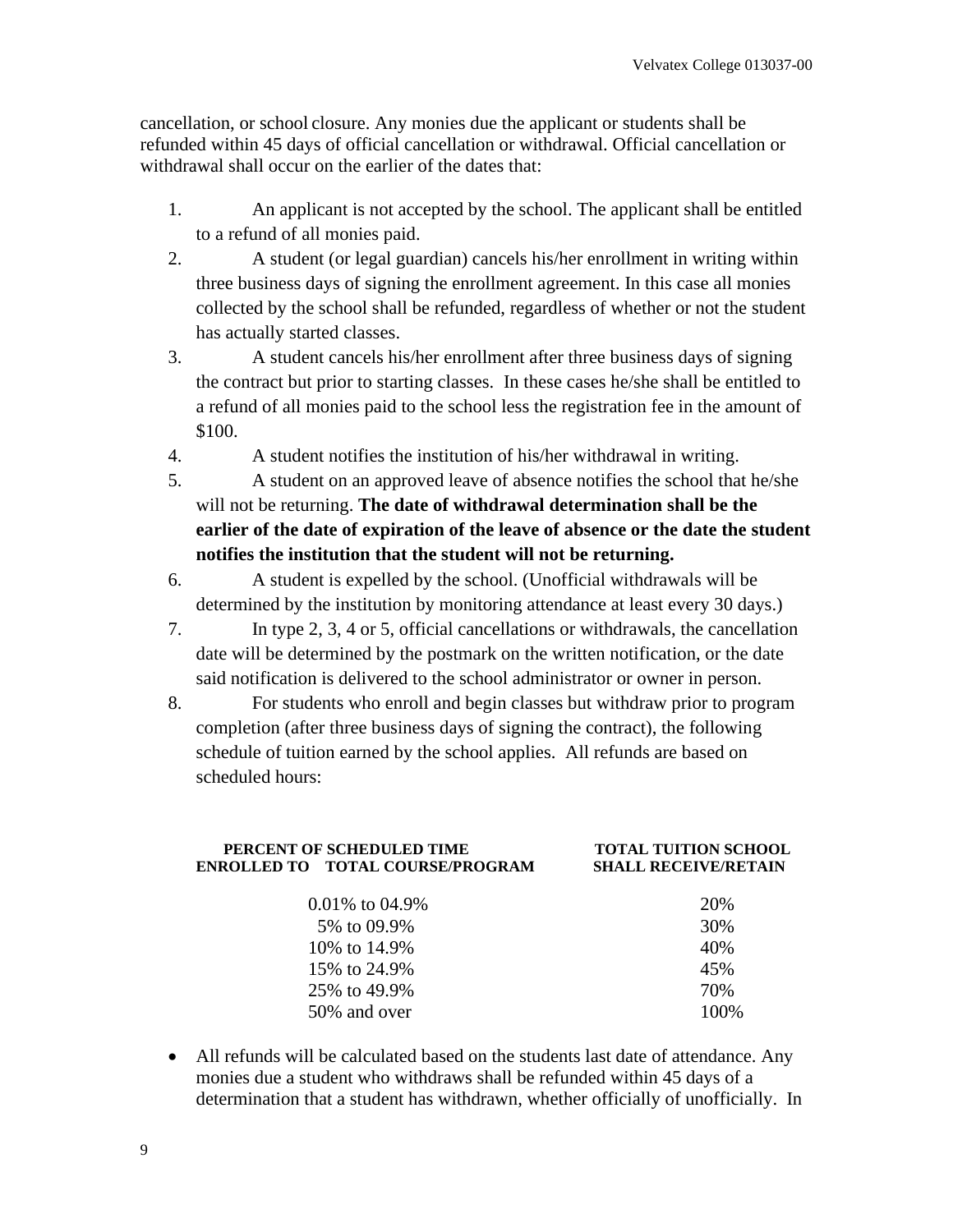cancellation, or school closure. Any monies due the applicant or students shall be refunded within 45 days of official cancellation or withdrawal. Official cancellation or withdrawal shall occur on the earlier of the dates that:

1. An applicant is not accepted by the school. The applicant shall be entitled to a refund of all monies paid.
2. A student (or legal guardian) cancels his/her enrollment in writing within three business days of signing the enrollment agreement. In this case all monies collected by the school shall be refunded, regardless of whether or not the student has actually started classes.
3. A student cancels his/her enrollment after three business days of signing the contract but prior to starting classes. In these cases he/she shall be entitled to a refund of all monies paid to the school less the registration fee in the amount of $100.
4. A student notifies the institution of his/her withdrawal in writing.
5. A student on an approved leave of absence notifies the school that he/she will not be returning. **The date of withdrawal determination shall be the earlier of the date of expiration of the leave of absence or the date the student notifies the institution that the student will not be returning.**
6. A student is expelled by the school. (Unofficial withdrawals will be determined by the institution by monitoring attendance at least every 30 days.)
7. In type 2, 3, 4 or 5, official cancellations or withdrawals, the cancellation date will be determined by the postmark on the written notification, or the date said notification is delivered to the school administrator or owner in person.
8. For students who enroll and begin classes but withdraw prior to program completion (after three business days of signing the contract), the following schedule of tuition earned by the school applies. All refunds are based on scheduled hours:

| PERCENT OF SCHEDULED TIME ENROLLED TO TOTAL COURSE/PROGRAM | TOTAL TUITION SCHOOL SHALL RECEIVE/RETAIN |
|---|---|
| 0.01% to 04.9% | 20% |
| 5% to 09.9% | 30% |
| 10% to 14.9% | 40% |
| 15% to 24.9% | 45% |
| 25% to 49.9% | 70% |
| 50% and over | 100% |

- All refunds will be calculated based on the students last date of attendance. Any monies due a student who withdraws shall be refunded within 45 days of a determination that a student has withdrawn, whether officially of unofficially. In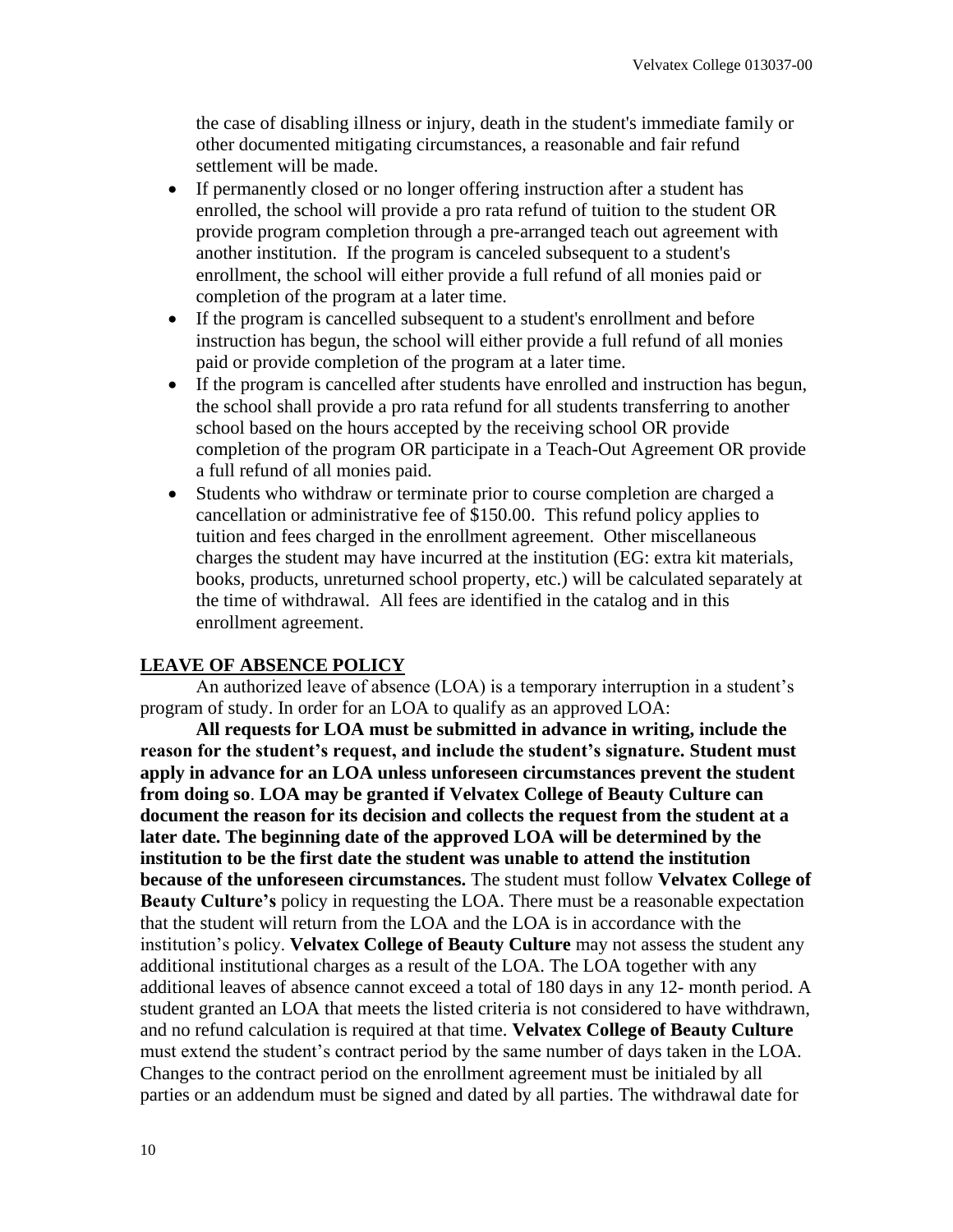the case of disabling illness or injury, death in the student's immediate family or other documented mitigating circumstances, a reasonable and fair refund settlement will be made.

- If permanently closed or no longer offering instruction after a student has enrolled, the school will provide a pro rata refund of tuition to the student OR provide program completion through a pre-arranged teach out agreement with another institution. If the program is canceled subsequent to a student's enrollment, the school will either provide a full refund of all monies paid or completion of the program at a later time.
- If the program is cancelled subsequent to a student's enrollment and before instruction has begun, the school will either provide a full refund of all monies paid or provide completion of the program at a later time.
- If the program is cancelled after students have enrolled and instruction has begun, the school shall provide a pro rata refund for all students transferring to another school based on the hours accepted by the receiving school OR provide completion of the program OR participate in a Teach-Out Agreement OR provide a full refund of all monies paid.
- Students who withdraw or terminate prior to course completion are charged a cancellation or administrative fee of $150.00. This refund policy applies to tuition and fees charged in the enrollment agreement. Other miscellaneous charges the student may have incurred at the institution (EG: extra kit materials, books, products, unreturned school property, etc.) will be calculated separately at the time of withdrawal. All fees are identified in the catalog and in this enrollment agreement.

## LEAVE OF ABSENCE POLICY

An authorized leave of absence (LOA) is a temporary interruption in a student's program of study. In order for an LOA to qualify as an approved LOA:

**All requests for LOA must be submitted in advance in writing, include the reason for the student's request, and include the student's signature. Student must apply in advance for an LOA unless unforeseen circumstances prevent the student from doing so**. **LOA may be granted if Velvatex College of Beauty Culture can document the reason for its decision and collects the request from the student at a later date. The beginning date of the approved LOA will be determined by the institution to be the first date the student was unable to attend the institution because of the unforeseen circumstances.** The student must follow **Velvatex College of Beauty Culture's** policy in requesting the LOA. There must be a reasonable expectation that the student will return from the LOA and the LOA is in accordance with the institution's policy. **Velvatex College of Beauty Culture** may not assess the student any additional institutional charges as a result of the LOA. The LOA together with any additional leaves of absence cannot exceed a total of 180 days in any 12- month period. A student granted an LOA that meets the listed criteria is not considered to have withdrawn, and no refund calculation is required at that time. **Velvatex College of Beauty Culture** must extend the student's contract period by the same number of days taken in the LOA. Changes to the contract period on the enrollment agreement must be initialed by all parties or an addendum must be signed and dated by all parties. The withdrawal date for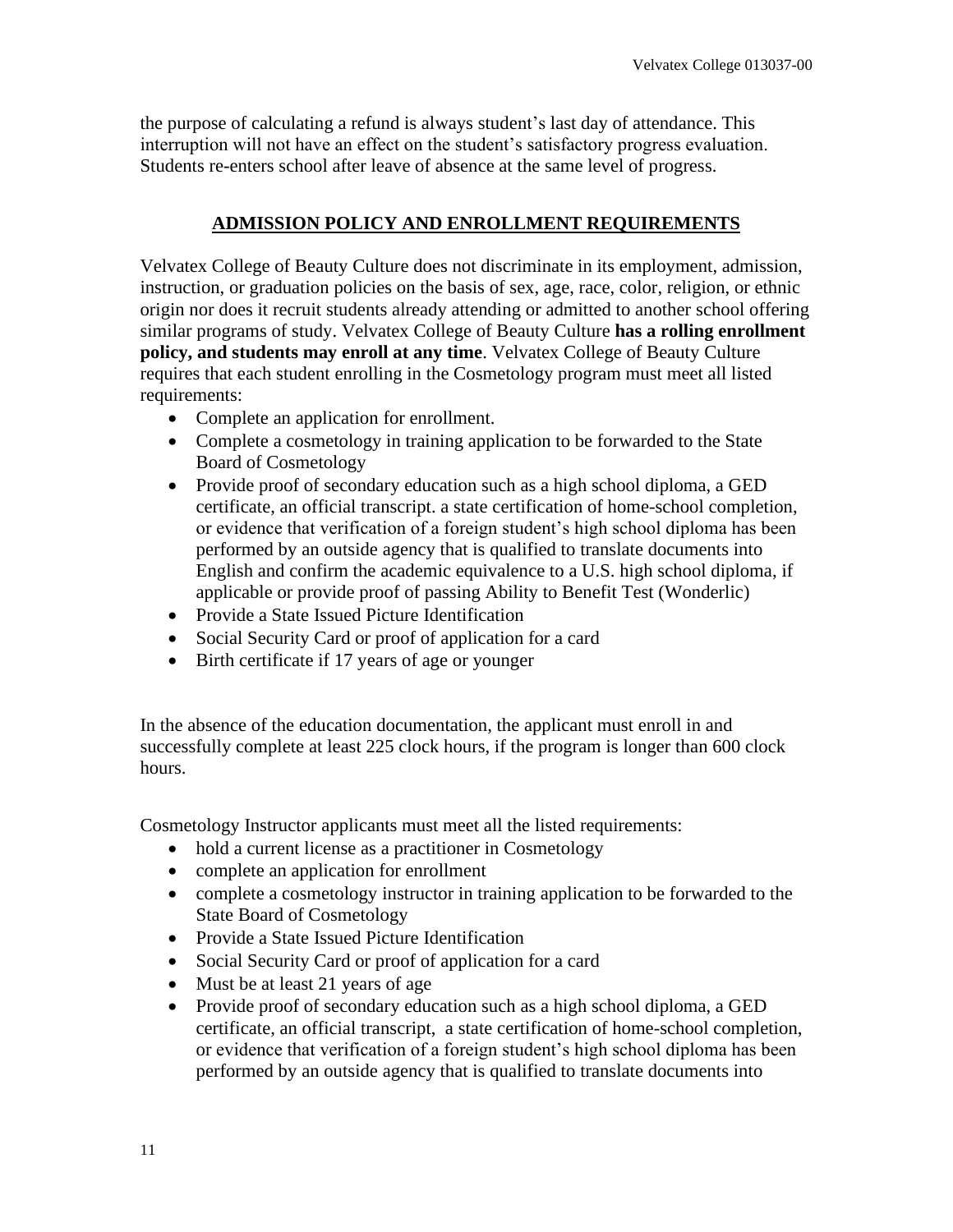the purpose of calculating a refund is always student's last day of attendance. This interruption will not have an effect on the student's satisfactory progress evaluation. Students re-enters school after leave of absence at the same level of progress.

## ADMISSION POLICY AND ENROLLMENT REQUIREMENTS

Velvatex College of Beauty Culture does not discriminate in its employment, admission, instruction, or graduation policies on the basis of sex, age, race, color, religion, or ethnic origin nor does it recruit students already attending or admitted to another school offering similar programs of study. Velvatex College of Beauty Culture **has a rolling enrollment policy, and students may enroll at any time**. Velvatex College of Beauty Culture requires that each student enrolling in the Cosmetology program must meet all listed requirements:

- Complete an application for enrollment.
- Complete a cosmetology in training application to be forwarded to the State Board of Cosmetology
- Provide proof of secondary education such as a high school diploma, a GED certificate, an official transcript. a state certification of home-school completion, or evidence that verification of a foreign student's high school diploma has been performed by an outside agency that is qualified to translate documents into English and confirm the academic equivalence to a U.S. high school diploma, if applicable or provide proof of passing Ability to Benefit Test (Wonderlic)
- Provide a State Issued Picture Identification
- Social Security Card or proof of application for a card
- Birth certificate if 17 years of age or younger

In the absence of the education documentation, the applicant must enroll in and successfully complete at least 225 clock hours, if the program is longer than 600 clock hours.

Cosmetology Instructor applicants must meet all the listed requirements:

- hold a current license as a practitioner in Cosmetology
- complete an application for enrollment
- complete a cosmetology instructor in training application to be forwarded to the State Board of Cosmetology
- Provide a State Issued Picture Identification
- Social Security Card or proof of application for a card
- Must be at least 21 years of age
- Provide proof of secondary education such as a high school diploma, a GED certificate, an official transcript, a state certification of home-school completion, or evidence that verification of a foreign student's high school diploma has been performed by an outside agency that is qualified to translate documents into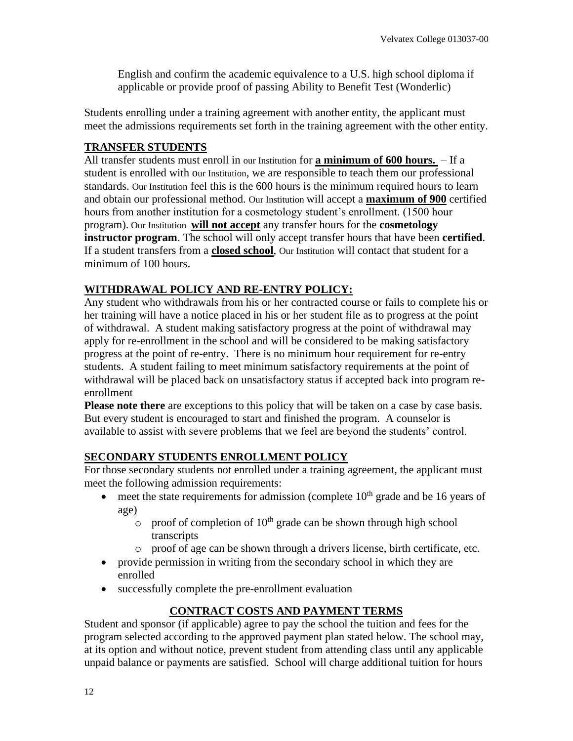English and confirm the academic equivalence to a U.S. high school diploma if applicable or provide proof of passing Ability to Benefit Test (Wonderlic)

Students enrolling under a training agreement with another entity, the applicant must meet the admissions requirements set forth in the training agreement with the other entity.

## TRANSFER STUDENTS

All transfer students must enroll in our Institution for **a minimum of 600 hours.** – If a student is enrolled with our Institution, we are responsible to teach them our professional standards. Our Institution feel this is the 600 hours is the minimum required hours to learn and obtain our professional method. Our Institution will accept a **maximum of 900** certified hours from another institution for a cosmetology student's enrollment. (1500 hour program). Our Institution **will not accept** any transfer hours for the **cosmetology instructor program**. The school will only accept transfer hours that have been **certified**. If a student transfers from a **closed school**, Our Institution will contact that student for a minimum of 100 hours.

## WITHDRAWAL POLICY AND RE-ENTRY POLICY:

Any student who withdrawals from his or her contracted course or fails to complete his or her training will have a notice placed in his or her student file as to progress at the point of withdrawal. A student making satisfactory progress at the point of withdrawal may apply for re-enrollment in the school and will be considered to be making satisfactory progress at the point of re-entry. There is no minimum hour requirement for re-entry students. A student failing to meet minimum satisfactory requirements at the point of withdrawal will be placed back on unsatisfactory status if accepted back into program re-enrollment

**Please note there** are exceptions to this policy that will be taken on a case by case basis. But every student is encouraged to start and finished the program. A counselor is available to assist with severe problems that we feel are beyond the students' control.

## SECONDARY STUDENTS ENROLLMENT POLICY

For those secondary students not enrolled under a training agreement, the applicant must meet the following admission requirements:

- meet the state requirements for admission (complete 10th grade and be 16 years of age)
  - proof of completion of 10th grade can be shown through high school transcripts
  - proof of age can be shown through a drivers license, birth certificate, etc.
- provide permission in writing from the secondary school in which they are enrolled
- successfully complete the pre-enrollment evaluation

## CONTRACT COSTS AND PAYMENT TERMS

Student and sponsor (if applicable) agree to pay the school the tuition and fees for the program selected according to the approved payment plan stated below. The school may, at its option and without notice, prevent student from attending class until any applicable unpaid balance or payments are satisfied. School will charge additional tuition for hours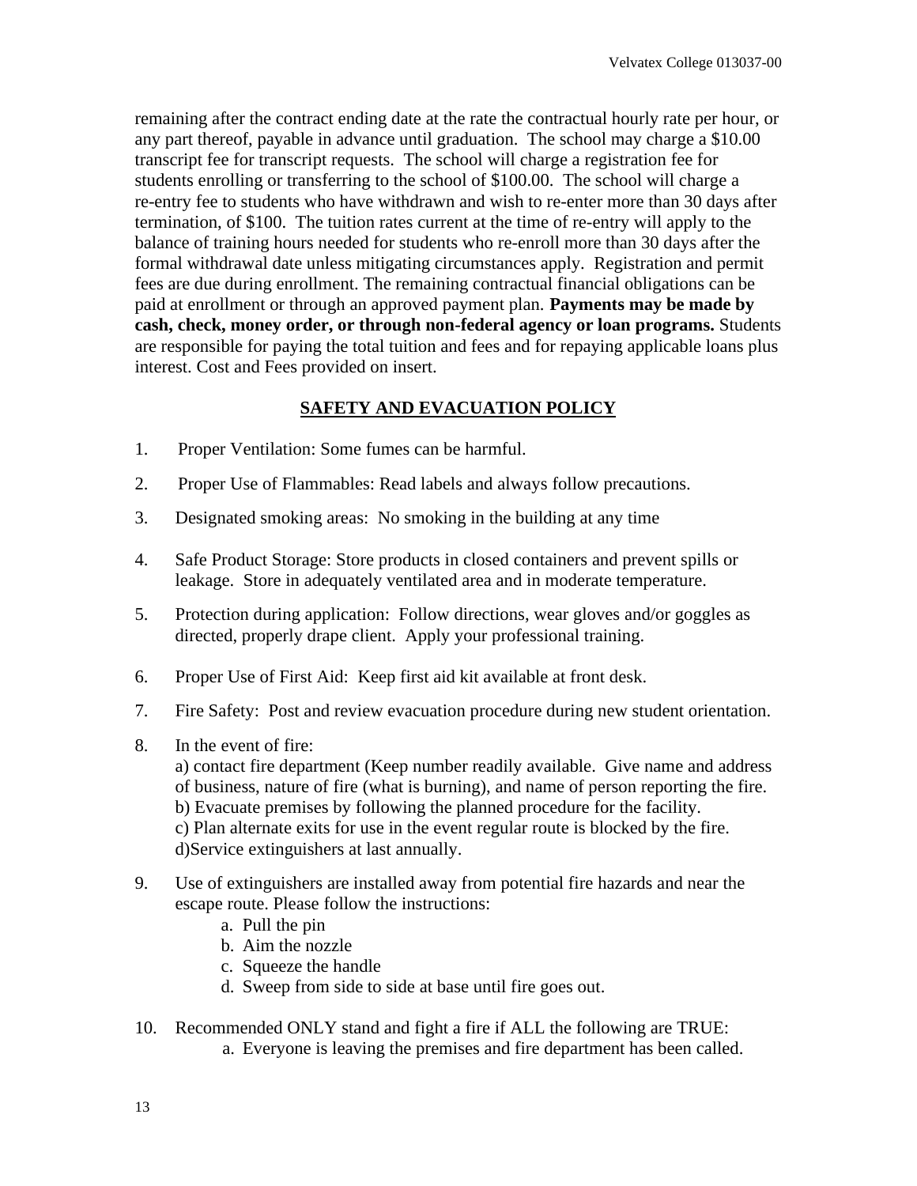remaining after the contract ending date at the rate the contractual hourly rate per hour, or any part thereof, payable in advance until graduation. The school may charge a $10.00 transcript fee for transcript requests. The school will charge a registration fee for students enrolling or transferring to the school of $100.00. The school will charge a re-entry fee to students who have withdrawn and wish to re-enter more than 30 days after termination, of $100. The tuition rates current at the time of re-entry will apply to the balance of training hours needed for students who re-enroll more than 30 days after the formal withdrawal date unless mitigating circumstances apply. Registration and permit fees are due during enrollment. The remaining contractual financial obligations can be paid at enrollment or through an approved payment plan. **Payments may be made by cash, check, money order, or through non-federal agency or loan programs.** Students are responsible for paying the total tuition and fees and for repaying applicable loans plus interest. Cost and Fees provided on insert.

## SAFETY AND EVACUATION POLICY

1. Proper Ventilation: Some fumes can be harmful.
2. Proper Use of Flammables: Read labels and always follow precautions.
3. Designated smoking areas: No smoking in the building at any time
4. Safe Product Storage: Store products in closed containers and prevent spills or leakage. Store in adequately ventilated area and in moderate temperature.
5. Protection during application: Follow directions, wear gloves and/or goggles as directed, properly drape client. Apply your professional training.
6. Proper Use of First Aid: Keep first aid kit available at front desk.
7. Fire Safety: Post and review evacuation procedure during new student orientation.
8. In the event of fire:
   a) contact fire department (Keep number readily available. Give name and address of business, nature of fire (what is burning), and name of person reporting the fire.
   b) Evacuate premises by following the planned procedure for the facility.
   c) Plan alternate exits for use in the event regular route is blocked by the fire.
   d)Service extinguishers at last annually.
9. Use of extinguishers are installed away from potential fire hazards and near the escape route. Please follow the instructions:
   a. Pull the pin
   b. Aim the nozzle
   c. Squeeze the handle
   d. Sweep from side to side at base until fire goes out.
10. Recommended ONLY stand and fight a fire if ALL the following are TRUE:
    a. Everyone is leaving the premises and fire department has been called.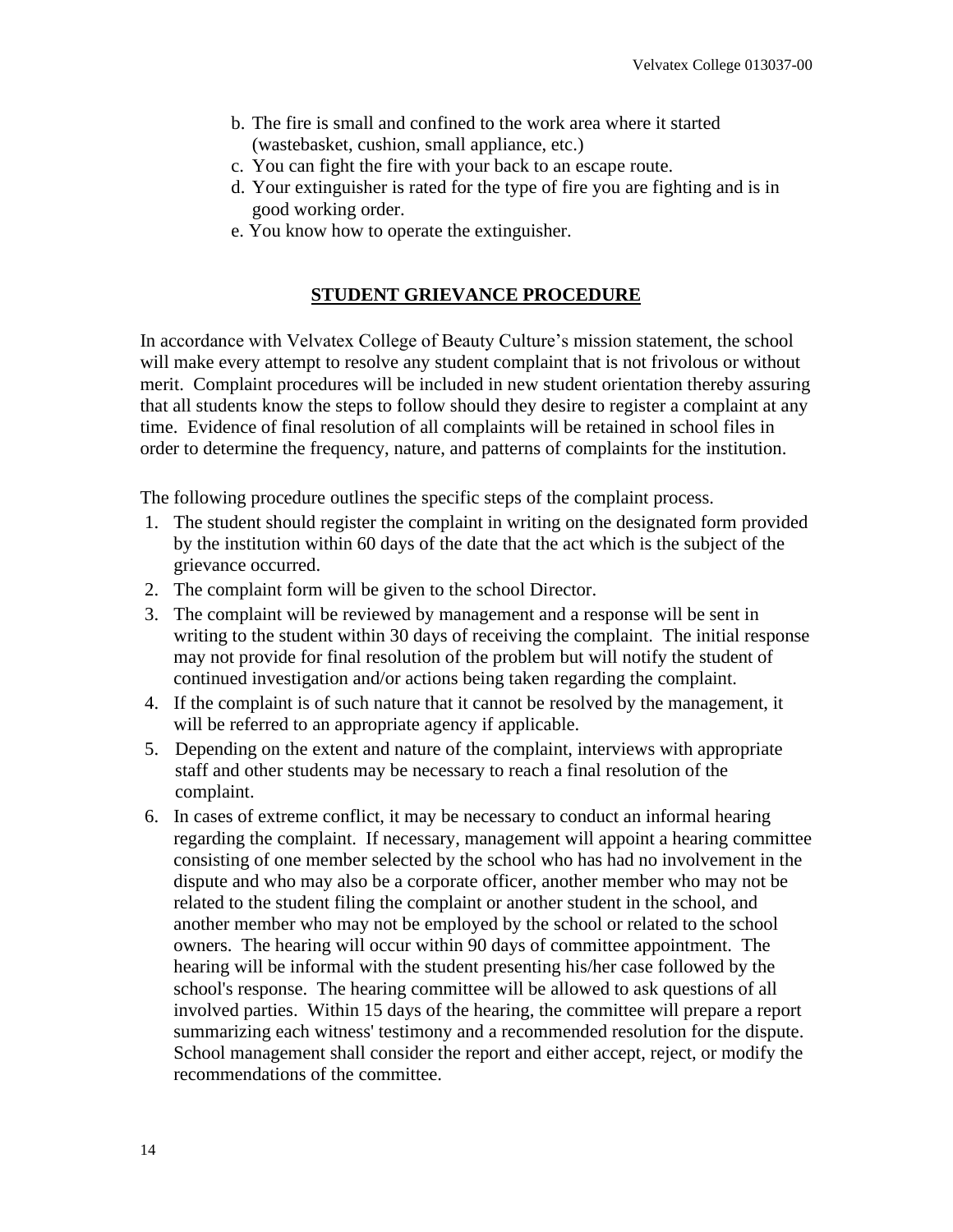b. The fire is small and confined to the work area where it started (wastebasket, cushion, small appliance, etc.)
c. You can fight the fire with your back to an escape route.
d. Your extinguisher is rated for the type of fire you are fighting and is in good working order.
e. You know how to operate the extinguisher.

## STUDENT GRIEVANCE PROCEDURE

In accordance with Velvatex College of Beauty Culture's mission statement, the school will make every attempt to resolve any student complaint that is not frivolous or without merit. Complaint procedures will be included in new student orientation thereby assuring that all students know the steps to follow should they desire to register a complaint at any time. Evidence of final resolution of all complaints will be retained in school files in order to determine the frequency, nature, and patterns of complaints for the institution.

The following procedure outlines the specific steps of the complaint process.

1. The student should register the complaint in writing on the designated form provided by the institution within 60 days of the date that the act which is the subject of the grievance occurred.
2. The complaint form will be given to the school Director.
3. The complaint will be reviewed by management and a response will be sent in writing to the student within 30 days of receiving the complaint. The initial response may not provide for final resolution of the problem but will notify the student of continued investigation and/or actions being taken regarding the complaint.
4. If the complaint is of such nature that it cannot be resolved by the management, it will be referred to an appropriate agency if applicable.
5. Depending on the extent and nature of the complaint, interviews with appropriate staff and other students may be necessary to reach a final resolution of the complaint.
6. In cases of extreme conflict, it may be necessary to conduct an informal hearing regarding the complaint. If necessary, management will appoint a hearing committee consisting of one member selected by the school who has had no involvement in the dispute and who may also be a corporate officer, another member who may not be related to the student filing the complaint or another student in the school, and another member who may not be employed by the school or related to the school owners. The hearing will occur within 90 days of committee appointment. The hearing will be informal with the student presenting his/her case followed by the school's response. The hearing committee will be allowed to ask questions of all involved parties. Within 15 days of the hearing, the committee will prepare a report summarizing each witness' testimony and a recommended resolution for the dispute. School management shall consider the report and either accept, reject, or modify the recommendations of the committee.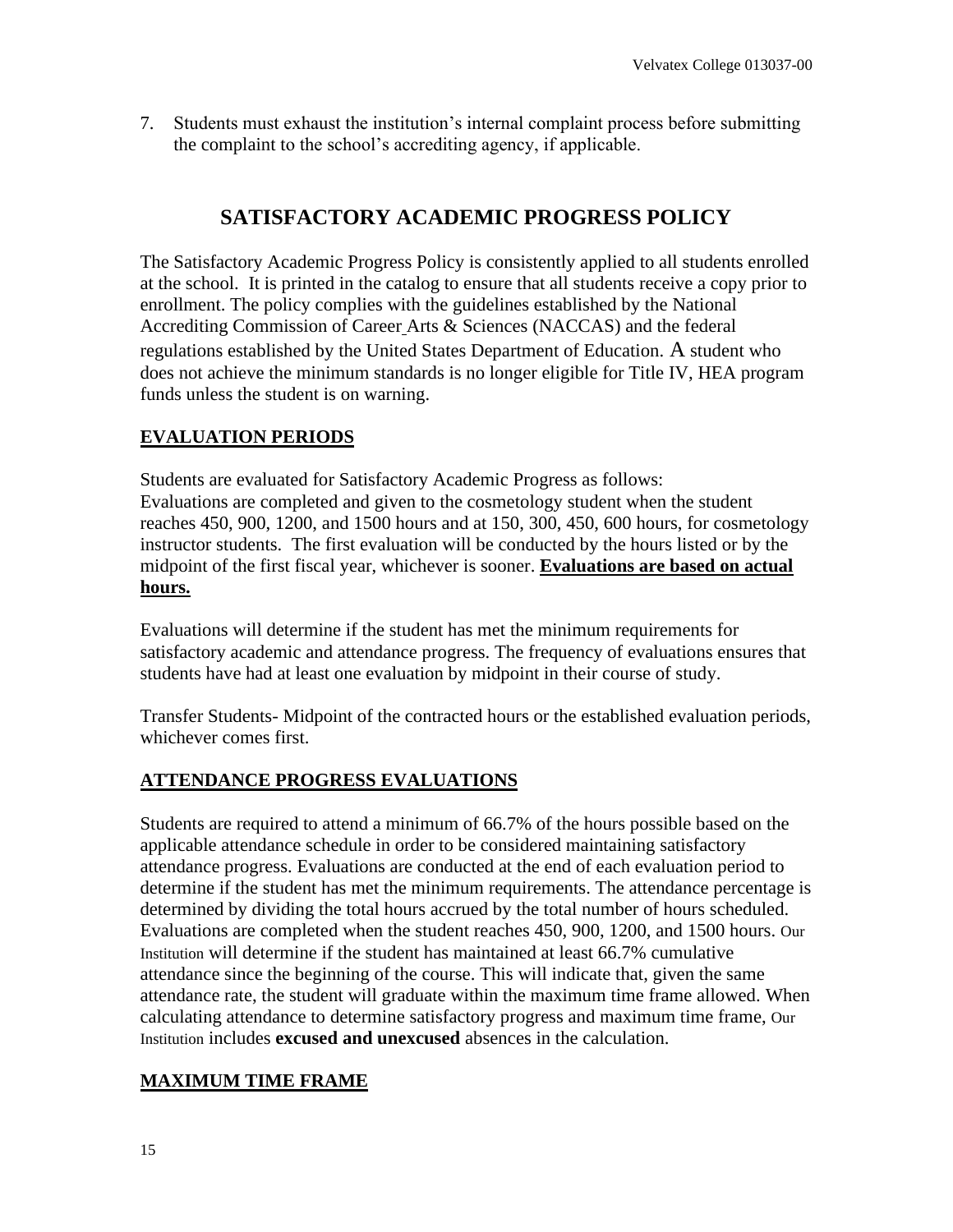7. Students must exhaust the institution's internal complaint process before submitting the complaint to the school's accrediting agency, if applicable.

# SATISFACTORY ACADEMIC PROGRESS POLICY

The Satisfactory Academic Progress Policy is consistently applied to all students enrolled at the school. It is printed in the catalog to ensure that all students receive a copy prior to enrollment. The policy complies with the guidelines established by the National Accrediting Commission of Career Arts & Sciences (NACCAS) and the federal regulations established by the United States Department of Education. A student who does not achieve the minimum standards is no longer eligible for Title IV, HEA program funds unless the student is on warning.

## EVALUATION PERIODS

Students are evaluated for Satisfactory Academic Progress as follows:
Evaluations are completed and given to the cosmetology student when the student reaches 450, 900, 1200, and 1500 hours and at 150, 300, 450, 600 hours, for cosmetology instructor students. The first evaluation will be conducted by the hours listed or by the midpoint of the first fiscal year, whichever is sooner. **Evaluations are based on actual hours.**

Evaluations will determine if the student has met the minimum requirements for satisfactory academic and attendance progress. The frequency of evaluations ensures that students have had at least one evaluation by midpoint in their course of study.

Transfer Students- Midpoint of the contracted hours or the established evaluation periods, whichever comes first.

## ATTENDANCE PROGRESS EVALUATIONS

Students are required to attend a minimum of 66.7% of the hours possible based on the applicable attendance schedule in order to be considered maintaining satisfactory attendance progress. Evaluations are conducted at the end of each evaluation period to determine if the student has met the minimum requirements. The attendance percentage is determined by dividing the total hours accrued by the total number of hours scheduled. Evaluations are completed when the student reaches 450, 900, 1200, and 1500 hours. Our Institution will determine if the student has maintained at least 66.7% cumulative attendance since the beginning of the course. This will indicate that, given the same attendance rate, the student will graduate within the maximum time frame allowed. When calculating attendance to determine satisfactory progress and maximum time frame, Our Institution includes **excused and unexcused** absences in the calculation.

## MAXIMUM TIME FRAME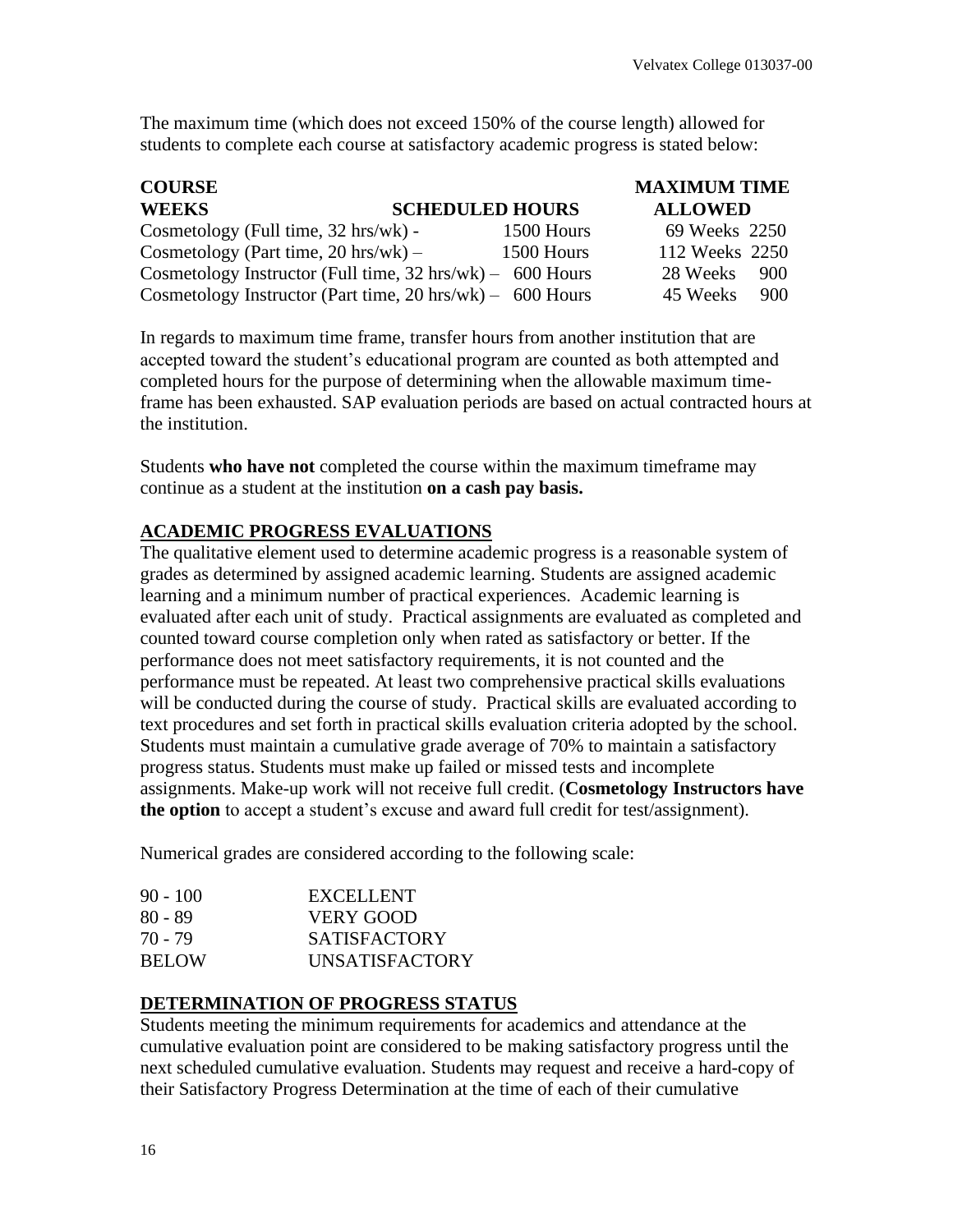The maximum time (which does not exceed 150% of the course length) allowed for students to complete each course at satisfactory academic progress is stated below:

| COURSE WEEKS | SCHEDULED HOURS | MAXIMUM TIME ALLOWED |
|---|---|---|
| Cosmetology (Full time, 32 hrs/wk) - | 1500 Hours | 69 Weeks 2250 |
| Cosmetology (Part time, 20 hrs/wk) – | 1500 Hours | 112 Weeks 2250 |
| Cosmetology Instructor (Full time, 32 hrs/wk) – | 600 Hours | 28 Weeks 900 |
| Cosmetology Instructor (Part time, 20 hrs/wk) – | 600 Hours | 45 Weeks 900 |

In regards to maximum time frame, transfer hours from another institution that are accepted toward the student's educational program are counted as both attempted and completed hours for the purpose of determining when the allowable maximum time-frame has been exhausted. SAP evaluation periods are based on actual contracted hours at the institution.

Students **who have not** completed the course within the maximum timeframe may continue as a student at the institution **on a cash pay basis.**

## ACADEMIC PROGRESS EVALUATIONS

The qualitative element used to determine academic progress is a reasonable system of grades as determined by assigned academic learning. Students are assigned academic learning and a minimum number of practical experiences. Academic learning is evaluated after each unit of study. Practical assignments are evaluated as completed and counted toward course completion only when rated as satisfactory or better. If the performance does not meet satisfactory requirements, it is not counted and the performance must be repeated. At least two comprehensive practical skills evaluations will be conducted during the course of study. Practical skills are evaluated according to text procedures and set forth in practical skills evaluation criteria adopted by the school. Students must maintain a cumulative grade average of 70% to maintain a satisfactory progress status. Students must make up failed or missed tests and incomplete assignments. Make-up work will not receive full credit. (**Cosmetology Instructors have the option** to accept a student's excuse and award full credit for test/assignment).

Numerical grades are considered according to the following scale:

| | |
|---|---|
| 90 - 100 | EXCELLENT |
| 80 - 89 | VERY GOOD |
| 70 - 79 | SATISFACTORY |
| BELOW | UNSATISFACTORY |

## DETERMINATION OF PROGRESS STATUS

Students meeting the minimum requirements for academics and attendance at the cumulative evaluation point are considered to be making satisfactory progress until the next scheduled cumulative evaluation. Students may request and receive a hard-copy of their Satisfactory Progress Determination at the time of each of their cumulative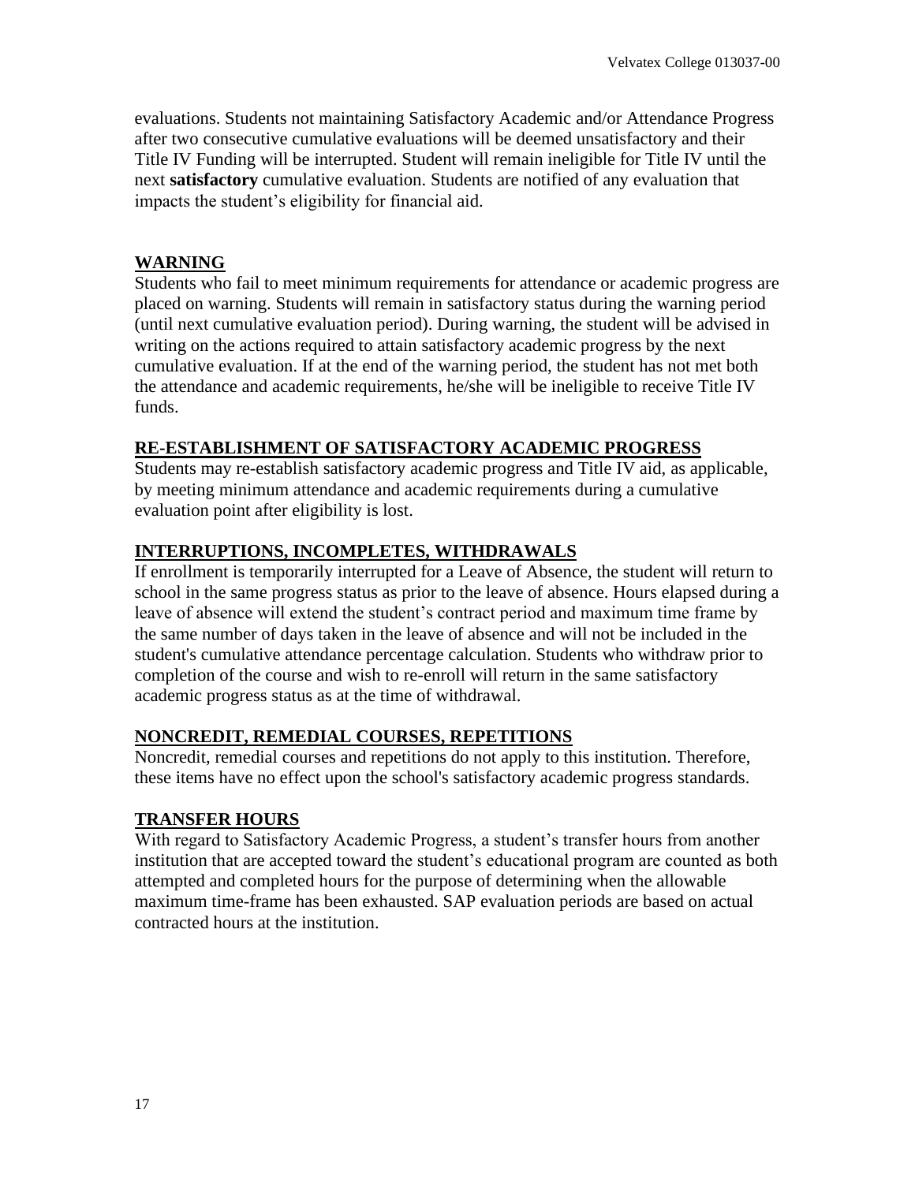evaluations. Students not maintaining Satisfactory Academic and/or Attendance Progress after two consecutive cumulative evaluations will be deemed unsatisfactory and their Title IV Funding will be interrupted. Student will remain ineligible for Title IV until the next **satisfactory** cumulative evaluation. Students are notified of any evaluation that impacts the student's eligibility for financial aid.

## WARNING

Students who fail to meet minimum requirements for attendance or academic progress are placed on warning. Students will remain in satisfactory status during the warning period (until next cumulative evaluation period). During warning, the student will be advised in writing on the actions required to attain satisfactory academic progress by the next cumulative evaluation. If at the end of the warning period, the student has not met both the attendance and academic requirements, he/she will be ineligible to receive Title IV funds.

## RE-ESTABLISHMENT OF SATISFACTORY ACADEMIC PROGRESS

Students may re-establish satisfactory academic progress and Title IV aid, as applicable, by meeting minimum attendance and academic requirements during a cumulative evaluation point after eligibility is lost.

## INTERRUPTIONS, INCOMPLETES, WITHDRAWALS

If enrollment is temporarily interrupted for a Leave of Absence, the student will return to school in the same progress status as prior to the leave of absence. Hours elapsed during a leave of absence will extend the student's contract period and maximum time frame by the same number of days taken in the leave of absence and will not be included in the student's cumulative attendance percentage calculation. Students who withdraw prior to completion of the course and wish to re-enroll will return in the same satisfactory academic progress status as at the time of withdrawal.

## NONCREDIT, REMEDIAL COURSES, REPETITIONS

Noncredit, remedial courses and repetitions do not apply to this institution. Therefore, these items have no effect upon the school's satisfactory academic progress standards.

## TRANSFER HOURS

With regard to Satisfactory Academic Progress, a student's transfer hours from another institution that are accepted toward the student's educational program are counted as both attempted and completed hours for the purpose of determining when the allowable maximum time-frame has been exhausted. SAP evaluation periods are based on actual contracted hours at the institution.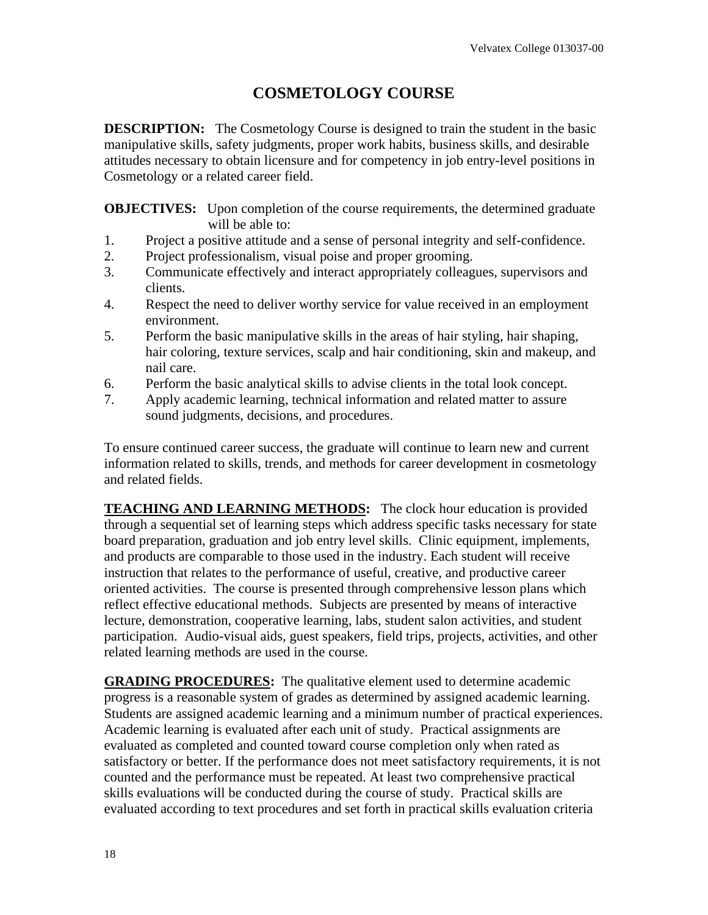# COSMETOLOGY COURSE

**DESCRIPTION:** The Cosmetology Course is designed to train the student in the basic manipulative skills, safety judgments, proper work habits, business skills, and desirable attitudes necessary to obtain licensure and for competency in job entry-level positions in Cosmetology or a related career field.

**OBJECTIVES:** Upon completion of the course requirements, the determined graduate will be able to:

1. Project a positive attitude and a sense of personal integrity and self-confidence.
2. Project professionalism, visual poise and proper grooming.
3. Communicate effectively and interact appropriately colleagues, supervisors and clients.
4. Respect the need to deliver worthy service for value received in an employment environment.
5. Perform the basic manipulative skills in the areas of hair styling, hair shaping, hair coloring, texture services, scalp and hair conditioning, skin and makeup, and nail care.
6. Perform the basic analytical skills to advise clients in the total look concept.
7. Apply academic learning, technical information and related matter to assure sound judgments, decisions, and procedures.

To ensure continued career success, the graduate will continue to learn new and current information related to skills, trends, and methods for career development in cosmetology and related fields.

**TEACHING AND LEARNING METHODS:** The clock hour education is provided through a sequential set of learning steps which address specific tasks necessary for state board preparation, graduation and job entry level skills. Clinic equipment, implements, and products are comparable to those used in the industry. Each student will receive instruction that relates to the performance of useful, creative, and productive career oriented activities. The course is presented through comprehensive lesson plans which reflect effective educational methods. Subjects are presented by means of interactive lecture, demonstration, cooperative learning, labs, student salon activities, and student participation. Audio-visual aids, guest speakers, field trips, projects, activities, and other related learning methods are used in the course.

**GRADING PROCEDURES:** The qualitative element used to determine academic progress is a reasonable system of grades as determined by assigned academic learning. Students are assigned academic learning and a minimum number of practical experiences. Academic learning is evaluated after each unit of study. Practical assignments are evaluated as completed and counted toward course completion only when rated as satisfactory or better. If the performance does not meet satisfactory requirements, it is not counted and the performance must be repeated. At least two comprehensive practical skills evaluations will be conducted during the course of study. Practical skills are evaluated according to text procedures and set forth in practical skills evaluation criteria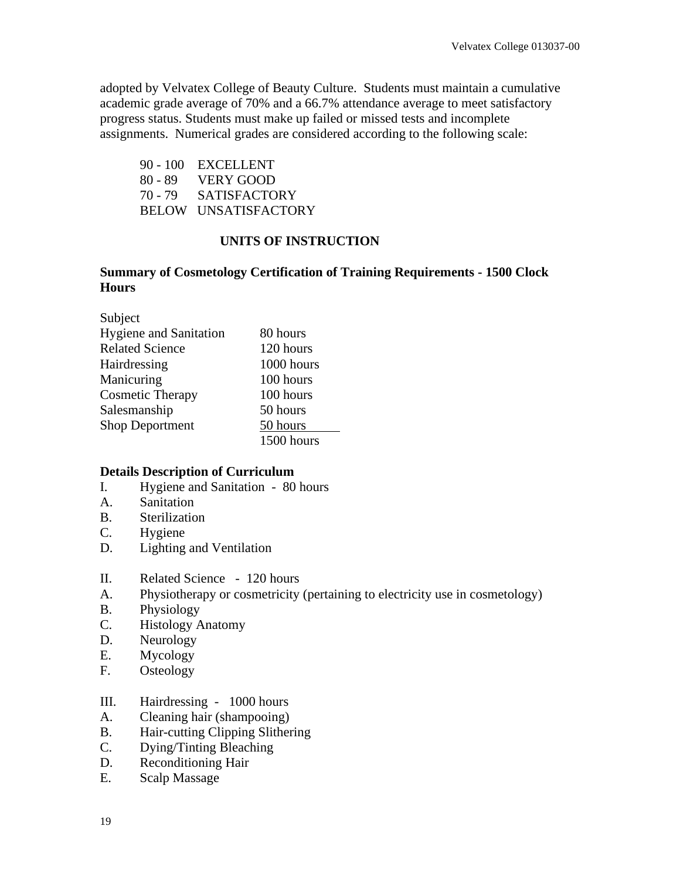adopted by Velvatex College of Beauty Culture. Students must maintain a cumulative academic grade average of 70% and a 66.7% attendance average to meet satisfactory progress status. Students must make up failed or missed tests and incomplete assignments. Numerical grades are considered according to the following scale:

| | |
|---|---|
| 90 - 100 | EXCELLENT |
| 80 - 89 | VERY GOOD |
| 70 - 79 | SATISFACTORY |
| BELOW | UNSATISFACTORY |

## UNITS OF INSTRUCTION

### Summary of Cosmetology Certification of Training Requirements - 1500 Clock Hours

| Subject | |
|---|---|
| Hygiene and Sanitation | 80 hours |
| Related Science | 120 hours |
| Hairdressing | 1000 hours |
| Manicuring | 100 hours |
| Cosmetic Therapy | 100 hours |
| Salesmanship | 50 hours |
| Shop Deportment | 50 hours |
| | 1500 hours |

### Details Description of Curriculum

I. Hygiene and Sanitation - 80 hours
A. Sanitation
B. Sterilization
C. Hygiene
D. Lighting and Ventilation

II. Related Science - 120 hours
A. Physiotherapy or cosmetricity (pertaining to electricity use in cosmetology)
B. Physiology
C. Histology Anatomy
D. Neurology
E. Mycology
F. Osteology

III. Hairdressing - 1000 hours
A. Cleaning hair (shampooing)
B. Hair-cutting Clipping Slithering
C. Dying/Tinting Bleaching
D. Reconditioning Hair
E. Scalp Massage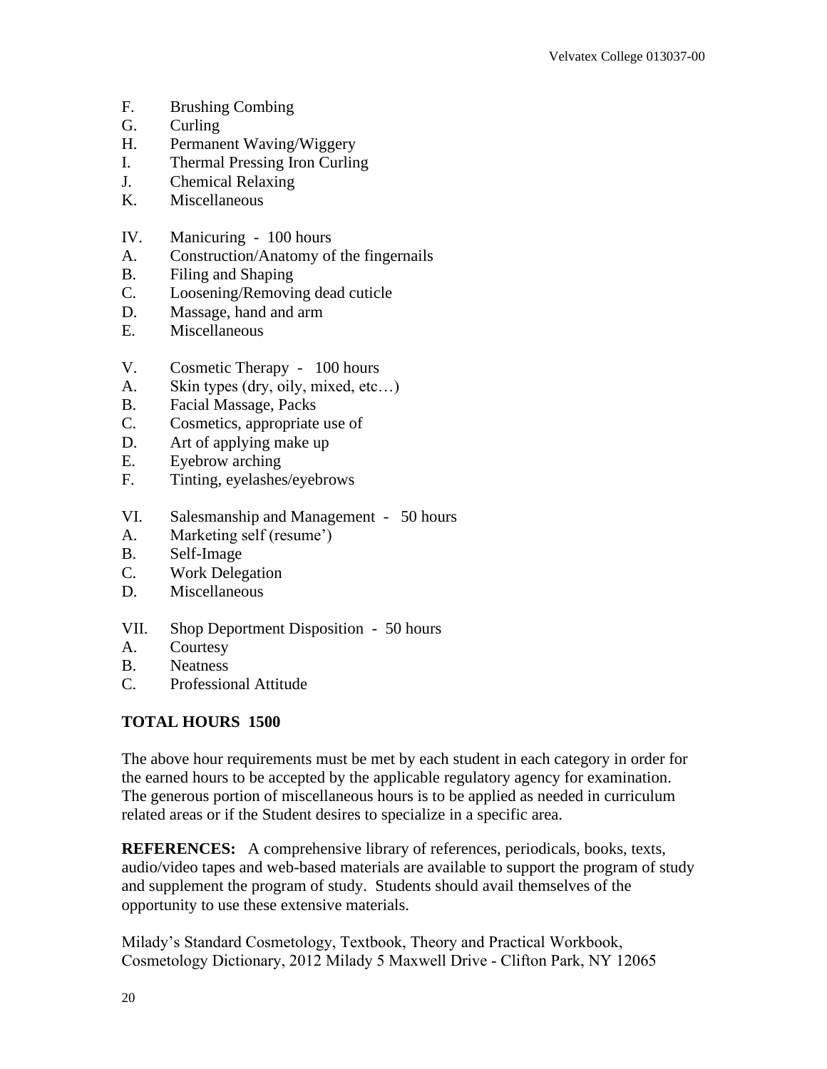F. Brushing Combing
G. Curling
H. Permanent Waving/Wiggery
I. Thermal Pressing Iron Curling
J. Chemical Relaxing
K. Miscellaneous

IV. Manicuring - 100 hours
A. Construction/Anatomy of the fingernails
B. Filing and Shaping
C. Loosening/Removing dead cuticle
D. Massage, hand and arm
E. Miscellaneous

V. Cosmetic Therapy - 100 hours
A. Skin types (dry, oily, mixed, etc…)
B. Facial Massage, Packs
C. Cosmetics, appropriate use of
D. Art of applying make up
E. Eyebrow arching
F. Tinting, eyelashes/eyebrows

VI. Salesmanship and Management - 50 hours
A. Marketing self (resume')
B. Self-Image
C. Work Delegation
D. Miscellaneous

VII. Shop Deportment Disposition - 50 hours
A. Courtesy
B. Neatness
C. Professional Attitude

**TOTAL HOURS 1500**

The above hour requirements must be met by each student in each category in order for the earned hours to be accepted by the applicable regulatory agency for examination. The generous portion of miscellaneous hours is to be applied as needed in curriculum related areas or if the Student desires to specialize in a specific area.

**REFERENCES:** A comprehensive library of references, periodicals, books, texts, audio/video tapes and web-based materials are available to support the program of study and supplement the program of study. Students should avail themselves of the opportunity to use these extensive materials.

Milady's Standard Cosmetology, Textbook, Theory and Practical Workbook, Cosmetology Dictionary, 2012 Milady 5 Maxwell Drive - Clifton Park, NY 12065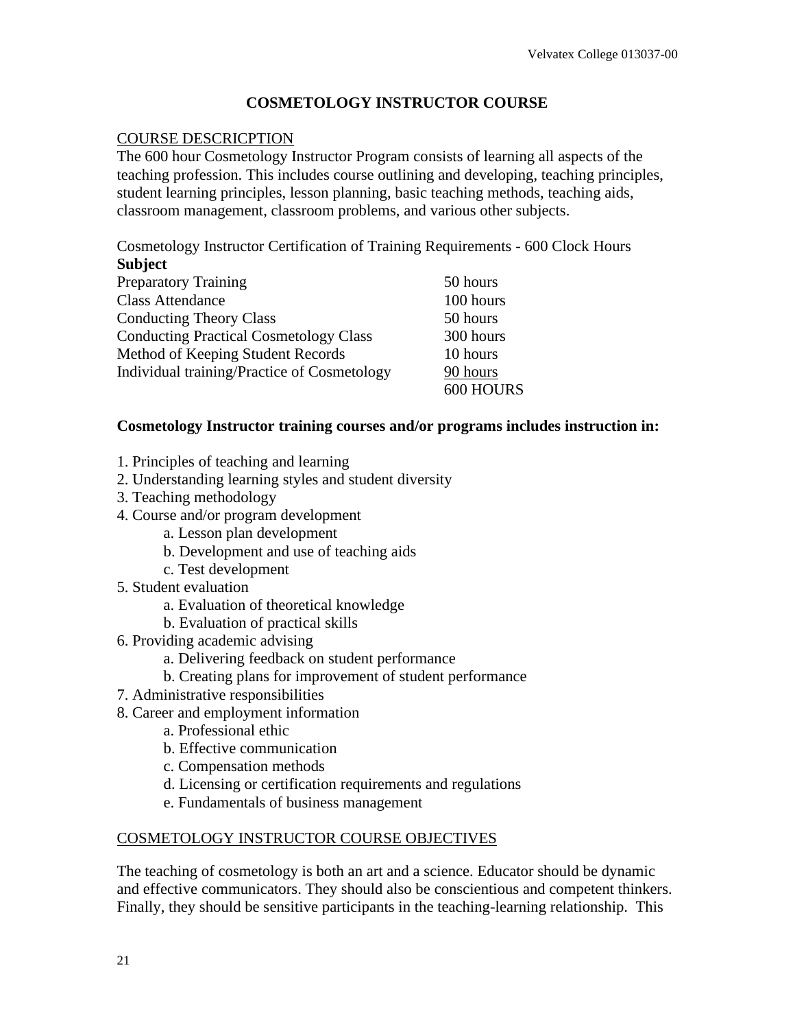# COSMETOLOGY INSTRUCTOR COURSE

COURSE DESCRICPTION

The 600 hour Cosmetology Instructor Program consists of learning all aspects of the teaching profession. This includes course outlining and developing, teaching principles, student learning principles, lesson planning, basic teaching methods, teaching aids, classroom management, classroom problems, and various other subjects.

Cosmetology Instructor Certification of Training Requirements - 600 Clock Hours

| **Subject** | |
|---|---|
| Preparatory Training | 50 hours |
| Class Attendance | 100 hours |
| Conducting Theory Class | 50 hours |
| Conducting Practical Cosmetology Class | 300 hours |
| Method of Keeping Student Records | 10 hours |
| Individual training/Practice of Cosmetology | 90 hours |
| | 600 HOURS |

**Cosmetology Instructor training courses and/or programs includes instruction in:**

1. Principles of teaching and learning
2. Understanding learning styles and student diversity
3. Teaching methodology
4. Course and/or program development
    a. Lesson plan development
    b. Development and use of teaching aids
    c. Test development
5. Student evaluation
    a. Evaluation of theoretical knowledge
    b. Evaluation of practical skills
6. Providing academic advising
    a. Delivering feedback on student performance
    b. Creating plans for improvement of student performance
7. Administrative responsibilities
8. Career and employment information
    a. Professional ethic
    b. Effective communication
    c. Compensation methods
    d. Licensing or certification requirements and regulations
    e. Fundamentals of business management

COSMETOLOGY INSTRUCTOR COURSE OBJECTIVES

The teaching of cosmetology is both an art and a science. Educator should be dynamic and effective communicators. They should also be conscientious and competent thinkers. Finally, they should be sensitive participants in the teaching-learning relationship. This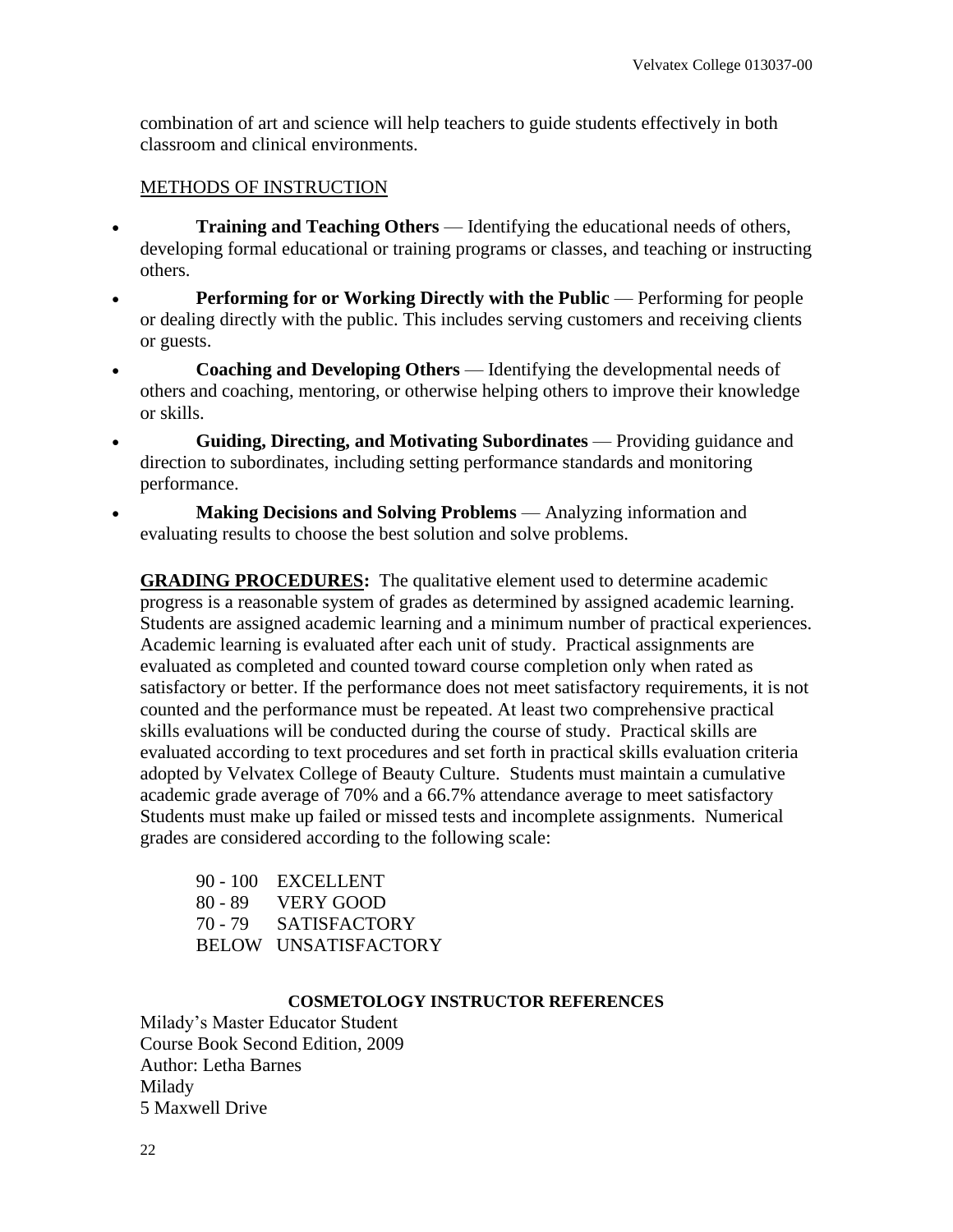combination of art and science will help teachers to guide students effectively in both classroom and clinical environments.

METHODS OF INSTRUCTION

- **Training and Teaching Others** — Identifying the educational needs of others, developing formal educational or training programs or classes, and teaching or instructing others.
- **Performing for or Working Directly with the Public** — Performing for people or dealing directly with the public. This includes serving customers and receiving clients or guests.
- **Coaching and Developing Others** — Identifying the developmental needs of others and coaching, mentoring, or otherwise helping others to improve their knowledge or skills.
- **Guiding, Directing, and Motivating Subordinates** — Providing guidance and direction to subordinates, including setting performance standards and monitoring performance.
- **Making Decisions and Solving Problems** — Analyzing information and evaluating results to choose the best solution and solve problems.

**GRADING PROCEDURES:** The qualitative element used to determine academic progress is a reasonable system of grades as determined by assigned academic learning. Students are assigned academic learning and a minimum number of practical experiences. Academic learning is evaluated after each unit of study. Practical assignments are evaluated as completed and counted toward course completion only when rated as satisfactory or better. If the performance does not meet satisfactory requirements, it is not counted and the performance must be repeated. At least two comprehensive practical skills evaluations will be conducted during the course of study. Practical skills are evaluated according to text procedures and set forth in practical skills evaluation criteria adopted by Velvatex College of Beauty Culture. Students must maintain a cumulative academic grade average of 70% and a 66.7% attendance average to meet satisfactory Students must make up failed or missed tests and incomplete assignments. Numerical grades are considered according to the following scale:

| | |
|---|---|
| 90 - 100 | EXCELLENT |
| 80 - 89 | VERY GOOD |
| 70 - 79 | SATISFACTORY |
| BELOW | UNSATISFACTORY |

**COSMETOLOGY INSTRUCTOR REFERENCES**

Milady's Master Educator Student
Course Book Second Edition, 2009
Author: Letha Barnes
Milady
5 Maxwell Drive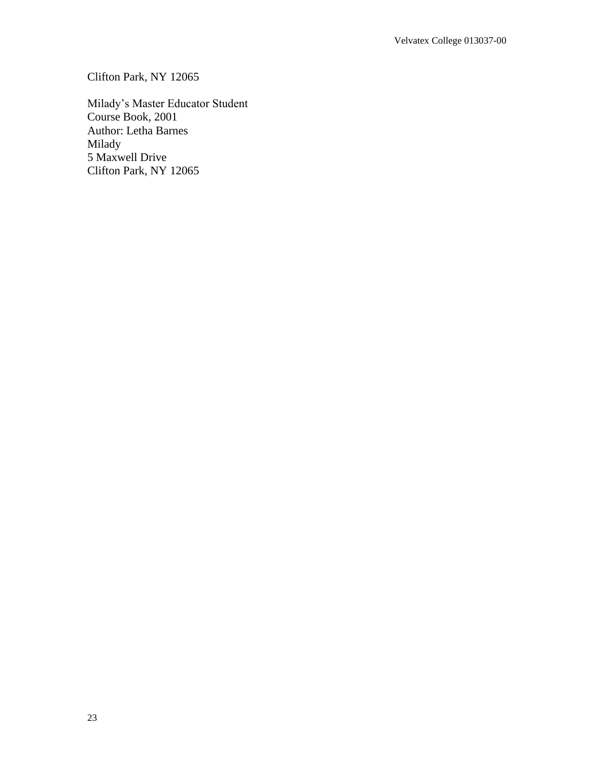Clifton Park, NY 12065

Milady's Master Educator Student
Course Book, 2001
Author: Letha Barnes
Milady
5 Maxwell Drive
Clifton Park, NY 12065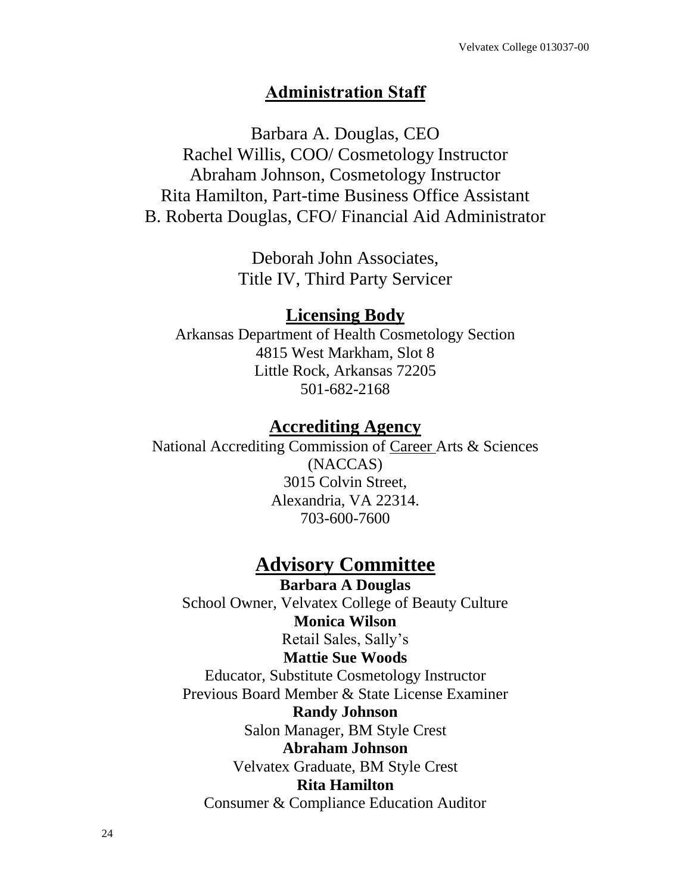## Administration Staff

Barbara A. Douglas, CEO
Rachel Willis, COO/ Cosmetology Instructor
Abraham Johnson, Cosmetology Instructor
Rita Hamilton, Part-time Business Office Assistant
B. Roberta Douglas, CFO/ Financial Aid Administrator

Deborah John Associates,
Title IV, Third Party Servicer

## Licensing Body

Arkansas Department of Health Cosmetology Section
4815 West Markham, Slot 8
Little Rock, Arkansas 72205
501-682-2168

## Accrediting Agency

National Accrediting Commission of Career Arts & Sciences
(NACCAS)
3015 Colvin Street,
Alexandria, VA 22314.
703-600-7600

## Advisory Committee

**Barbara A Douglas**
School Owner, Velvatex College of Beauty Culture

**Monica Wilson**
Retail Sales, Sally's

**Mattie Sue Woods**
Educator, Substitute Cosmetology Instructor
Previous Board Member & State License Examiner

**Randy Johnson**
Salon Manager, BM Style Crest

**Abraham Johnson**
Velvatex Graduate, BM Style Crest

**Rita Hamilton**
Consumer & Compliance Education Auditor